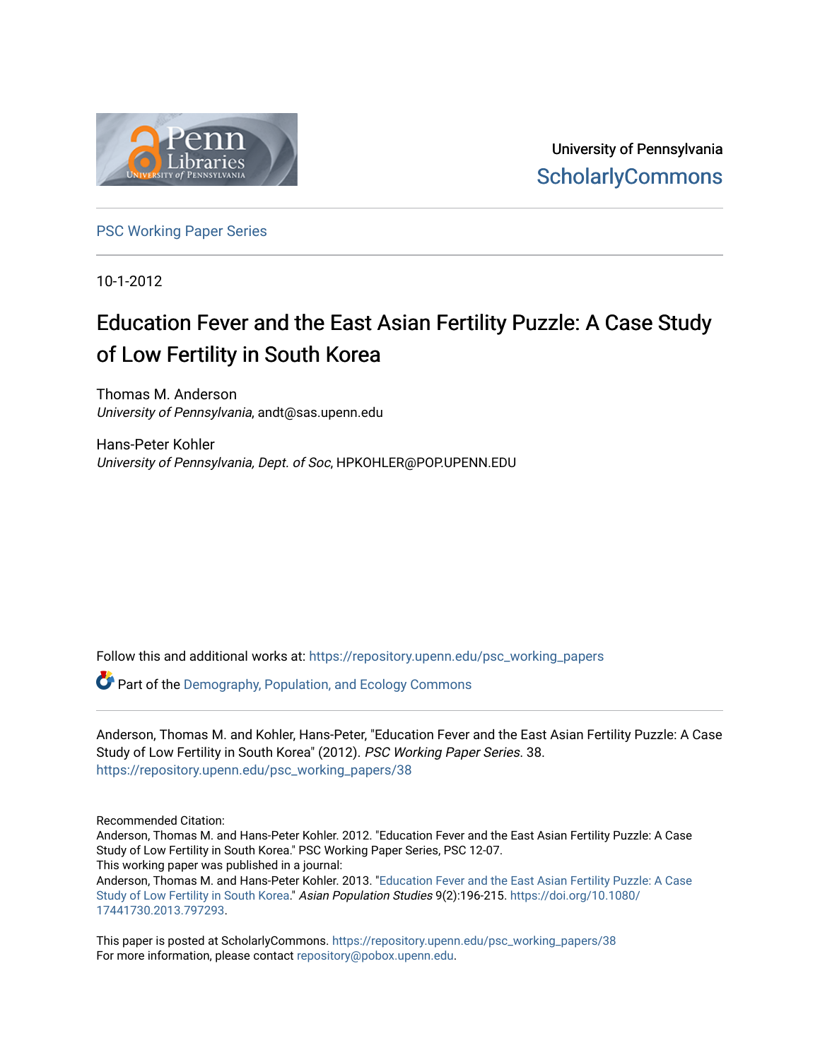University of Pennsylvania
ScholarlyCommons

PSC Working Paper Series

10-1-2012

# Education Fever and the East Asian Fertility Puzzle: A Case Study of Low Fertility in South Korea

Thomas M. Anderson
*University of Pennsylvania*, andt@sas.upenn.edu

Hans-Peter Kohler
*University of Pennsylvania, Dept. of Soc*, HPKOHLER@POP.UPENN.EDU

Follow this and additional works at: https://repository.upenn.edu/psc_working_papers

Part of the Demography, Population, and Ecology Commons

Anderson, Thomas M. and Kohler, Hans-Peter, "Education Fever and the East Asian Fertility Puzzle: A Case Study of Low Fertility in South Korea" (2012). *PSC Working Paper Series*. 38.
https://repository.upenn.edu/psc_working_papers/38

Recommended Citation:
Anderson, Thomas M. and Hans-Peter Kohler. 2012. "Education Fever and the East Asian Fertility Puzzle: A Case Study of Low Fertility in South Korea." PSC Working Paper Series, PSC 12-07.
This working paper was published in a journal:
Anderson, Thomas M. and Hans-Peter Kohler. 2013. "Education Fever and the East Asian Fertility Puzzle: A Case Study of Low Fertility in South Korea." *Asian Population Studies* 9(2):196-215. https://doi.org/10.1080/17441730.2013.797293.

This paper is posted at ScholarlyCommons. https://repository.upenn.edu/psc_working_papers/38
For more information, please contact repository@pobox.upenn.edu.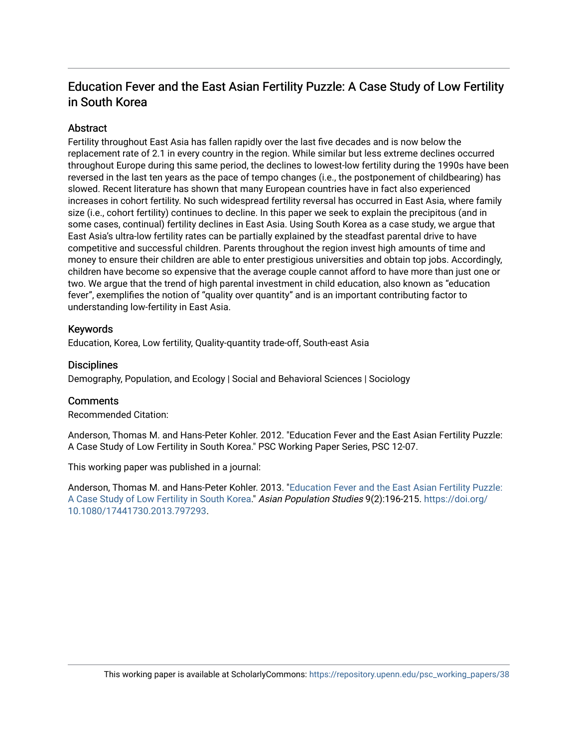# Education Fever and the East Asian Fertility Puzzle: A Case Study of Low Fertility in South Korea

## Abstract

Fertility throughout East Asia has fallen rapidly over the last five decades and is now below the replacement rate of 2.1 in every country in the region. While similar but less extreme declines occurred throughout Europe during this same period, the declines to lowest-low fertility during the 1990s have been reversed in the last ten years as the pace of tempo changes (i.e., the postponement of childbearing) has slowed. Recent literature has shown that many European countries have in fact also experienced increases in cohort fertility. No such widespread fertility reversal has occurred in East Asia, where family size (i.e., cohort fertility) continues to decline. In this paper we seek to explain the precipitous (and in some cases, continual) fertility declines in East Asia. Using South Korea as a case study, we argue that East Asia's ultra-low fertility rates can be partially explained by the steadfast parental drive to have competitive and successful children. Parents throughout the region invest high amounts of time and money to ensure their children are able to enter prestigious universities and obtain top jobs. Accordingly, children have become so expensive that the average couple cannot afford to have more than just one or two. We argue that the trend of high parental investment in child education, also known as "education fever", exemplifies the notion of "quality over quantity" and is an important contributing factor to understanding low-fertility in East Asia.

## Keywords

Education, Korea, Low fertility, Quality-quantity trade-off, South-east Asia

## Disciplines

Demography, Population, and Ecology | Social and Behavioral Sciences | Sociology

## Comments

Recommended Citation:

Anderson, Thomas M. and Hans-Peter Kohler. 2012. "Education Fever and the East Asian Fertility Puzzle: A Case Study of Low Fertility in South Korea." PSC Working Paper Series, PSC 12-07.

This working paper was published in a journal:

Anderson, Thomas M. and Hans-Peter Kohler. 2013. "Education Fever and the East Asian Fertility Puzzle: A Case Study of Low Fertility in South Korea." *Asian Population Studies* 9(2):196-215. https://doi.org/10.1080/17441730.2013.797293.

This working paper is available at ScholarlyCommons: https://repository.upenn.edu/psc_working_papers/38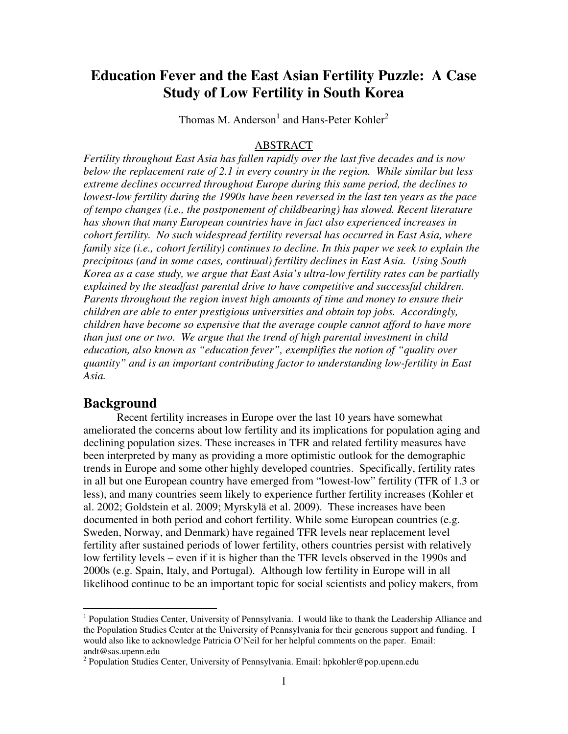# Education Fever and the East Asian Fertility Puzzle: A Case Study of Low Fertility in South Korea

Thomas M. Anderson[1] and Hans-Peter Kohler[2]

## ABSTRACT

*Fertility throughout East Asia has fallen rapidly over the last five decades and is now below the replacement rate of 2.1 in every country in the region. While similar but less extreme declines occurred throughout Europe during this same period, the declines to lowest-low fertility during the 1990s have been reversed in the last ten years as the pace of tempo changes (i.e., the postponement of childbearing) has slowed. Recent literature has shown that many European countries have in fact also experienced increases in cohort fertility. No such widespread fertility reversal has occurred in East Asia, where family size (i.e., cohort fertility) continues to decline. In this paper we seek to explain the precipitous (and in some cases, continual) fertility declines in East Asia. Using South Korea as a case study, we argue that East Asia's ultra-low fertility rates can be partially explained by the steadfast parental drive to have competitive and successful children. Parents throughout the region invest high amounts of time and money to ensure their children are able to enter prestigious universities and obtain top jobs. Accordingly, children have become so expensive that the average couple cannot afford to have more than just one or two. We argue that the trend of high parental investment in child education, also known as "education fever", exemplifies the notion of "quality over quantity" and is an important contributing factor to understanding low-fertility in East Asia.*

## Background

Recent fertility increases in Europe over the last 10 years have somewhat ameliorated the concerns about low fertility and its implications for population aging and declining population sizes. These increases in TFR and related fertility measures have been interpreted by many as providing a more optimistic outlook for the demographic trends in Europe and some other highly developed countries. Specifically, fertility rates in all but one European country have emerged from "lowest-low" fertility (TFR of 1.3 or less), and many countries seem likely to experience further fertility increases (Kohler et al. 2002; Goldstein et al. 2009; Myrskylä et al. 2009). These increases have been documented in both period and cohort fertility. While some European countries (e.g. Sweden, Norway, and Denmark) have regained TFR levels near replacement level fertility after sustained periods of lower fertility, others countries persist with relatively low fertility levels – even if it is higher than the TFR levels observed in the 1990s and 2000s (e.g. Spain, Italy, and Portugal). Although low fertility in Europe will in all likelihood continue to be an important topic for social scientists and policy makers, from

---

[1] Population Studies Center, University of Pennsylvania. I would like to thank the Leadership Alliance and the Population Studies Center at the University of Pennsylvania for their generous support and funding. I would also like to acknowledge Patricia O'Neil for her helpful comments on the paper. Email: andt@sas.upenn.edu

[2] Population Studies Center, University of Pennsylvania. Email: hpkohler@pop.upenn.edu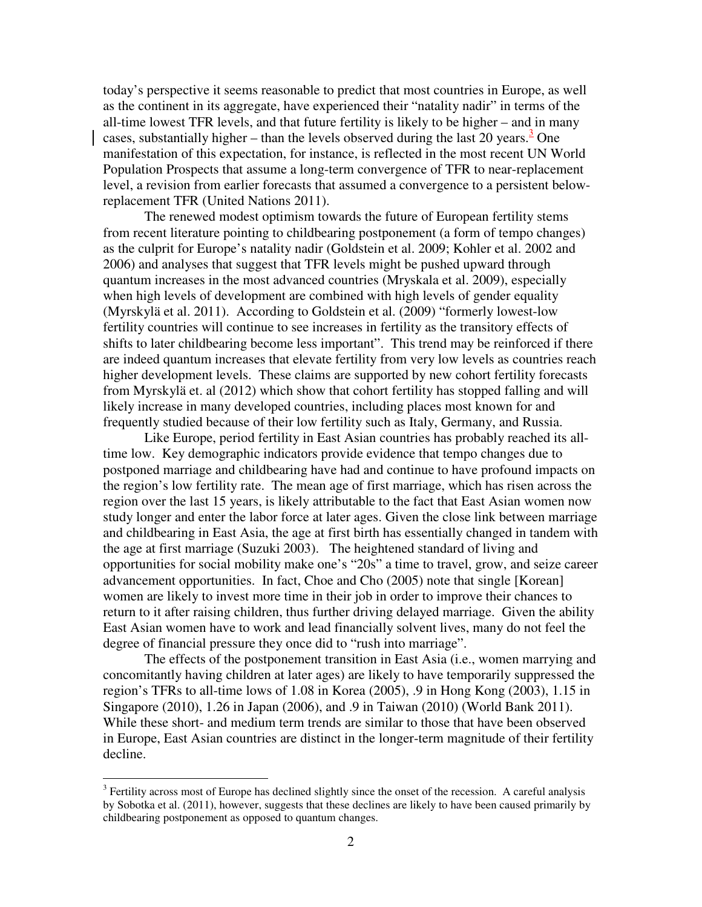today's perspective it seems reasonable to predict that most countries in Europe, as well as the continent in its aggregate, have experienced their "natality nadir" in terms of the all-time lowest TFR levels, and that future fertility is likely to be higher – and in many cases, substantially higher – than the levels observed during the last 20 years.[3] One manifestation of this expectation, for instance, is reflected in the most recent UN World Population Prospects that assume a long-term convergence of TFR to near-replacement level, a revision from earlier forecasts that assumed a convergence to a persistent below-replacement TFR (United Nations 2011).

The renewed modest optimism towards the future of European fertility stems from recent literature pointing to childbearing postponement (a form of tempo changes) as the culprit for Europe's natality nadir (Goldstein et al. 2009; Kohler et al. 2002 and 2006) and analyses that suggest that TFR levels might be pushed upward through quantum increases in the most advanced countries (Mryskala et al. 2009), especially when high levels of development are combined with high levels of gender equality (Myrskylä et al. 2011). According to Goldstein et al. (2009) "formerly lowest-low fertility countries will continue to see increases in fertility as the transitory effects of shifts to later childbearing become less important". This trend may be reinforced if there are indeed quantum increases that elevate fertility from very low levels as countries reach higher development levels. These claims are supported by new cohort fertility forecasts from Myrskylä et. al (2012) which show that cohort fertility has stopped falling and will likely increase in many developed countries, including places most known for and frequently studied because of their low fertility such as Italy, Germany, and Russia.

Like Europe, period fertility in East Asian countries has probably reached its all-time low. Key demographic indicators provide evidence that tempo changes due to postponed marriage and childbearing have had and continue to have profound impacts on the region's low fertility rate. The mean age of first marriage, which has risen across the region over the last 15 years, is likely attributable to the fact that East Asian women now study longer and enter the labor force at later ages. Given the close link between marriage and childbearing in East Asia, the age at first birth has essentially changed in tandem with the age at first marriage (Suzuki 2003). The heightened standard of living and opportunities for social mobility make one's "20s" a time to travel, grow, and seize career advancement opportunities. In fact, Choe and Cho (2005) note that single [Korean] women are likely to invest more time in their job in order to improve their chances to return to it after raising children, thus further driving delayed marriage. Given the ability East Asian women have to work and lead financially solvent lives, many do not feel the degree of financial pressure they once did to "rush into marriage".

The effects of the postponement transition in East Asia (i.e., women marrying and concomitantly having children at later ages) are likely to have temporarily suppressed the region's TFRs to all-time lows of 1.08 in Korea (2005), .9 in Hong Kong (2003), 1.15 in Singapore (2010), 1.26 in Japan (2006), and .9 in Taiwan (2010) (World Bank 2011). While these short- and medium term trends are similar to those that have been observed in Europe, East Asian countries are distinct in the longer-term magnitude of their fertility decline.

---

[3] Fertility across most of Europe has declined slightly since the onset of the recession. A careful analysis by Sobotka et al. (2011), however, suggests that these declines are likely to have been caused primarily by childbearing postponement as opposed to quantum changes.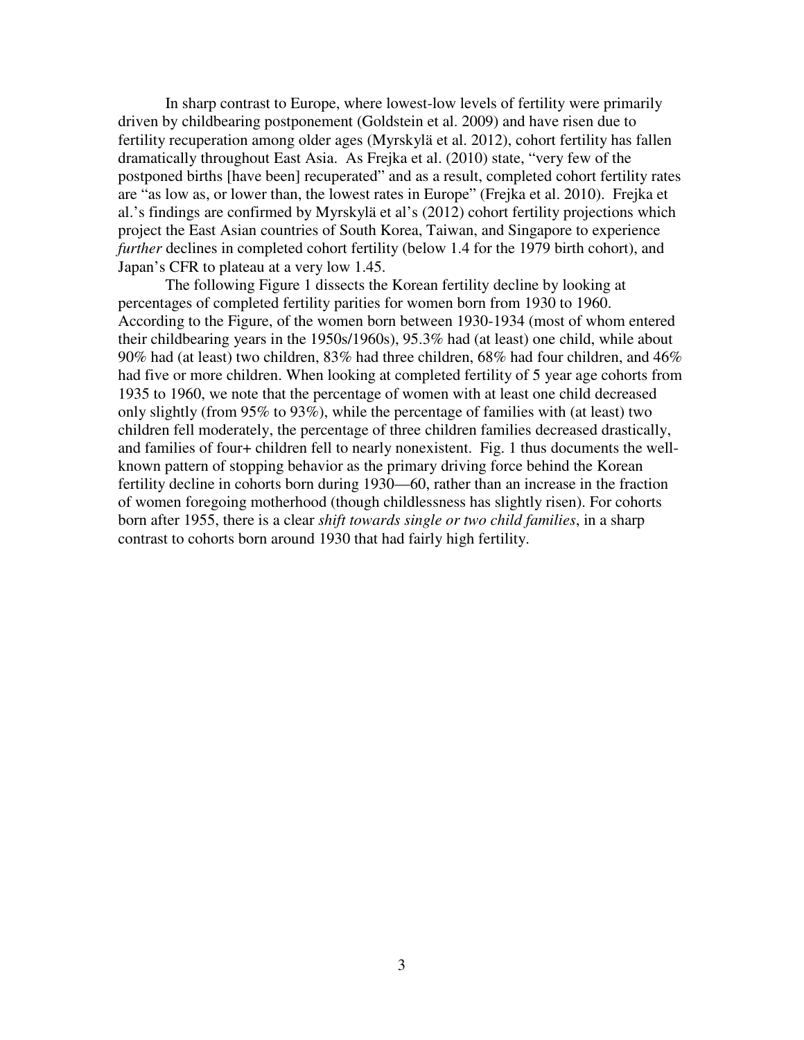In sharp contrast to Europe, where lowest-low levels of fertility were primarily driven by childbearing postponement (Goldstein et al. 2009) and have risen due to fertility recuperation among older ages (Myrskylä et al. 2012), cohort fertility has fallen dramatically throughout East Asia. As Frejka et al. (2010) state, "very few of the postponed births [have been] recuperated" and as a result, completed cohort fertility rates are "as low as, or lower than, the lowest rates in Europe" (Frejka et al. 2010). Frejka et al.'s findings are confirmed by Myrskylä et al's (2012) cohort fertility projections which project the East Asian countries of South Korea, Taiwan, and Singapore to experience *further* declines in completed cohort fertility (below 1.4 for the 1979 birth cohort), and Japan's CFR to plateau at a very low 1.45.

The following Figure 1 dissects the Korean fertility decline by looking at percentages of completed fertility parities for women born from 1930 to 1960. According to the Figure, of the women born between 1930-1934 (most of whom entered their childbearing years in the 1950s/1960s), 95.3% had (at least) one child, while about 90% had (at least) two children, 83% had three children, 68% had four children, and 46% had five or more children. When looking at completed fertility of 5 year age cohorts from 1935 to 1960, we note that the percentage of women with at least one child decreased only slightly (from 95% to 93%), while the percentage of families with (at least) two children fell moderately, the percentage of three children families decreased drastically, and families of four+ children fell to nearly nonexistent. Fig. 1 thus documents the well-known pattern of stopping behavior as the primary driving force behind the Korean fertility decline in cohorts born during 1930—60, rather than an increase in the fraction of women foregoing motherhood (though childlessness has slightly risen). For cohorts born after 1955, there is a clear *shift towards single or two child families*, in a sharp contrast to cohorts born around 1930 that had fairly high fertility.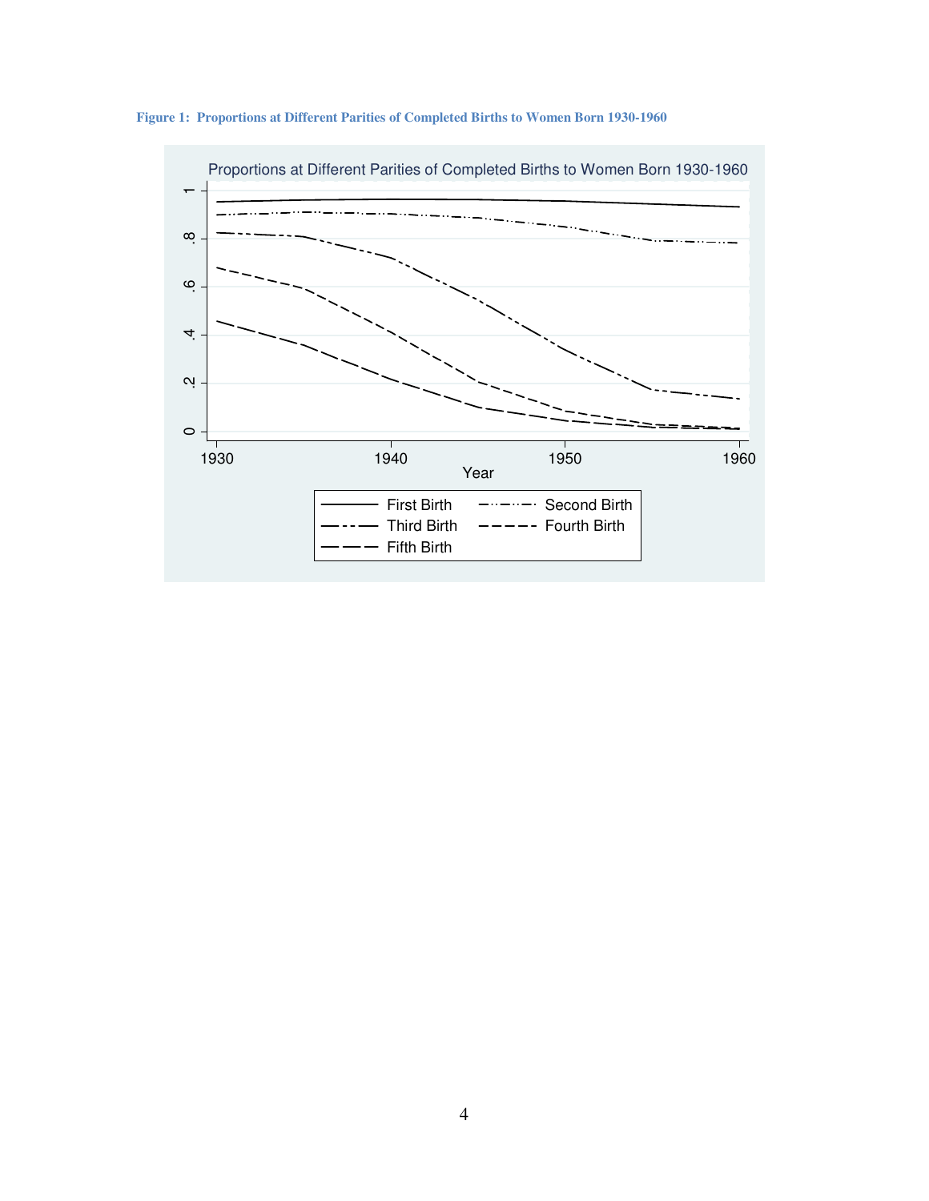**Figure 1: Proportions at Different Parities of Completed Births to Women Born 1930-1960**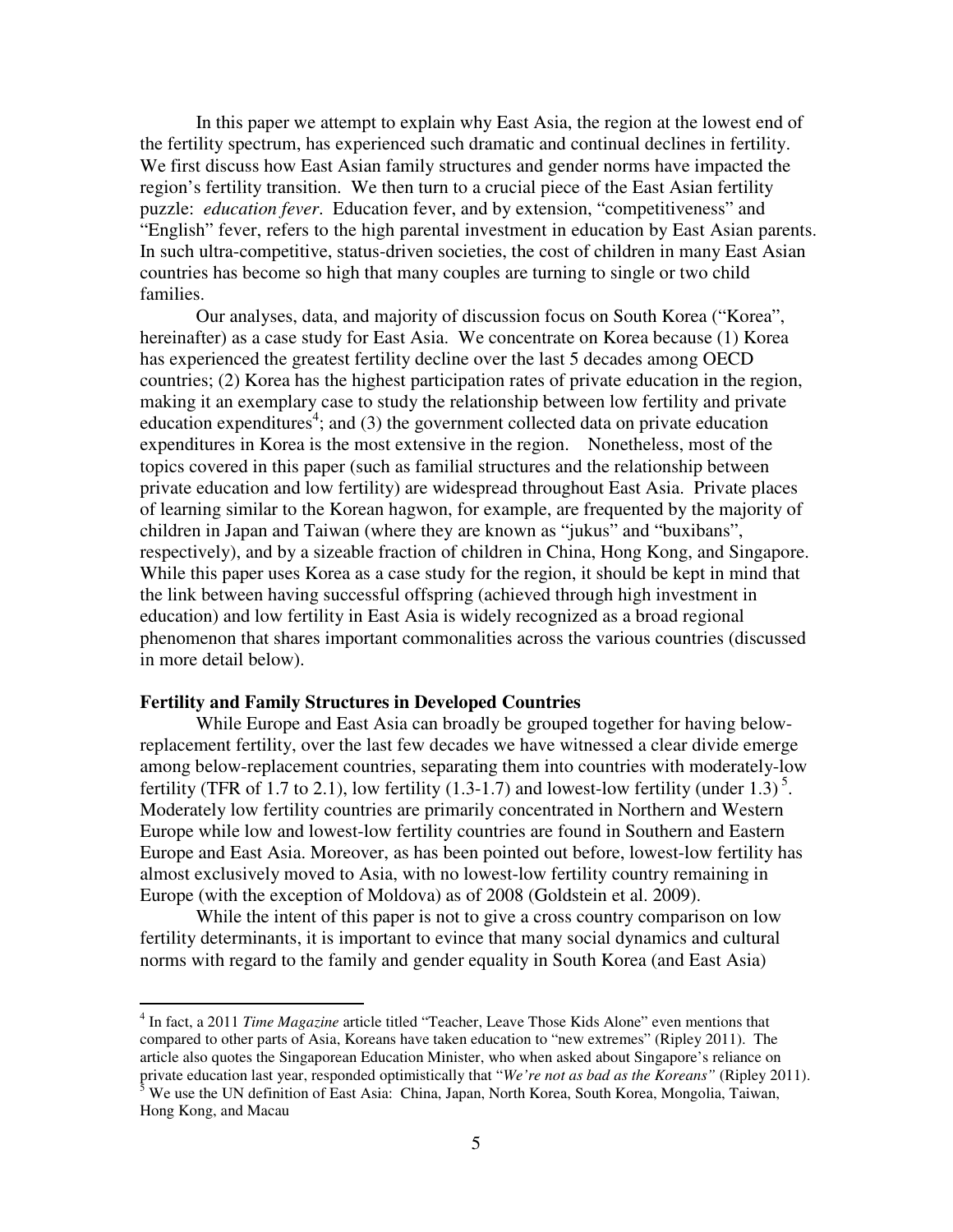In this paper we attempt to explain why East Asia, the region at the lowest end of the fertility spectrum, has experienced such dramatic and continual declines in fertility. We first discuss how East Asian family structures and gender norms have impacted the region's fertility transition. We then turn to a crucial piece of the East Asian fertility puzzle: *education fever*. Education fever, and by extension, "competitiveness" and "English" fever, refers to the high parental investment in education by East Asian parents. In such ultra-competitive, status-driven societies, the cost of children in many East Asian countries has become so high that many couples are turning to single or two child families.

Our analyses, data, and majority of discussion focus on South Korea ("Korea", hereinafter) as a case study for East Asia. We concentrate on Korea because (1) Korea has experienced the greatest fertility decline over the last 5 decades among OECD countries; (2) Korea has the highest participation rates of private education in the region, making it an exemplary case to study the relationship between low fertility and private education expenditures[4]; and (3) the government collected data on private education expenditures in Korea is the most extensive in the region. Nonetheless, most of the topics covered in this paper (such as familial structures and the relationship between private education and low fertility) are widespread throughout East Asia. Private places of learning similar to the Korean hagwon, for example, are frequented by the majority of children in Japan and Taiwan (where they are known as "jukus" and "buxibans", respectively), and by a sizeable fraction of children in China, Hong Kong, and Singapore. While this paper uses Korea as a case study for the region, it should be kept in mind that the link between having successful offspring (achieved through high investment in education) and low fertility in East Asia is widely recognized as a broad regional phenomenon that shares important commonalities across the various countries (discussed in more detail below).

**Fertility and Family Structures in Developed Countries**

While Europe and East Asia can broadly be grouped together for having below-replacement fertility, over the last few decades we have witnessed a clear divide emerge among below-replacement countries, separating them into countries with moderately-low fertility (TFR of 1.7 to 2.1), low fertility (1.3-1.7) and lowest-low fertility (under 1.3)[5]. Moderately low fertility countries are primarily concentrated in Northern and Western Europe while low and lowest-low fertility countries are found in Southern and Eastern Europe and East Asia. Moreover, as has been pointed out before, lowest-low fertility has almost exclusively moved to Asia, with no lowest-low fertility country remaining in Europe (with the exception of Moldova) as of 2008 (Goldstein et al. 2009).

While the intent of this paper is not to give a cross country comparison on low fertility determinants, it is important to evince that many social dynamics and cultural norms with regard to the family and gender equality in South Korea (and East Asia)

---

[4] In fact, a 2011 *Time Magazine* article titled "Teacher, Leave Those Kids Alone" even mentions that compared to other parts of Asia, Koreans have taken education to "new extremes" (Ripley 2011). The article also quotes the Singaporean Education Minister, who when asked about Singapore's reliance on private education last year, responded optimistically that "*We're not as bad as the Koreans"* (Ripley 2011).

[5] We use the UN definition of East Asia: China, Japan, North Korea, South Korea, Mongolia, Taiwan, Hong Kong, and Macau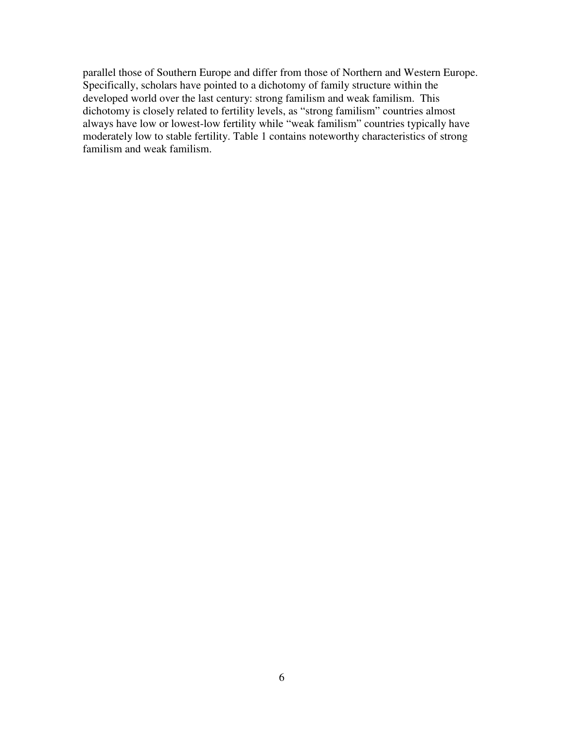parallel those of Southern Europe and differ from those of Northern and Western Europe. Specifically, scholars have pointed to a dichotomy of family structure within the developed world over the last century: strong familism and weak familism. This dichotomy is closely related to fertility levels, as "strong familism" countries almost always have low or lowest-low fertility while "weak familism" countries typically have moderately low to stable fertility. Table 1 contains noteworthy characteristics of strong familism and weak familism.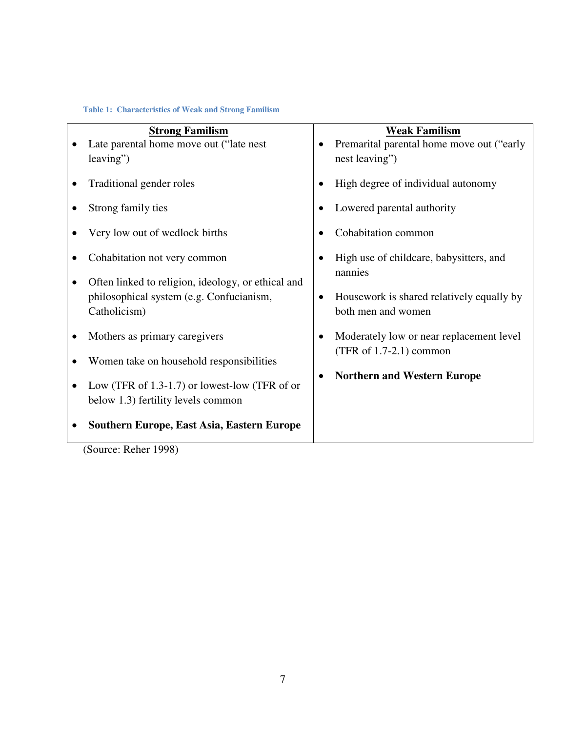Table 1: Characteristics of Weak and Strong Familism

| Strong Familism | Weak Familism |
| --- | --- |
| • Late parental home move out ("late nest leaving")<br>• Traditional gender roles<br>• Strong family ties<br>• Very low out of wedlock births<br>• Cohabitation not very common<br>• Often linked to religion, ideology, or ethical and philosophical system (e.g. Confucianism, Catholicism)<br>• Mothers as primary caregivers<br>• Women take on household responsibilities<br>• Low (TFR of 1.3-1.7) or lowest-low (TFR of or below 1.3) fertility levels common<br>• **Southern Europe, East Asia, Eastern Europe** | • Premarital parental home move out ("early nest leaving")<br>• High degree of individual autonomy<br>• Lowered parental authority<br>• Cohabitation common<br>• High use of childcare, babysitters, and nannies<br>• Housework is shared relatively equally by both men and women<br>• Moderately low or near replacement level (TFR of 1.7-2.1) common<br>• **Northern and Western Europe** |

(Source: Reher 1998)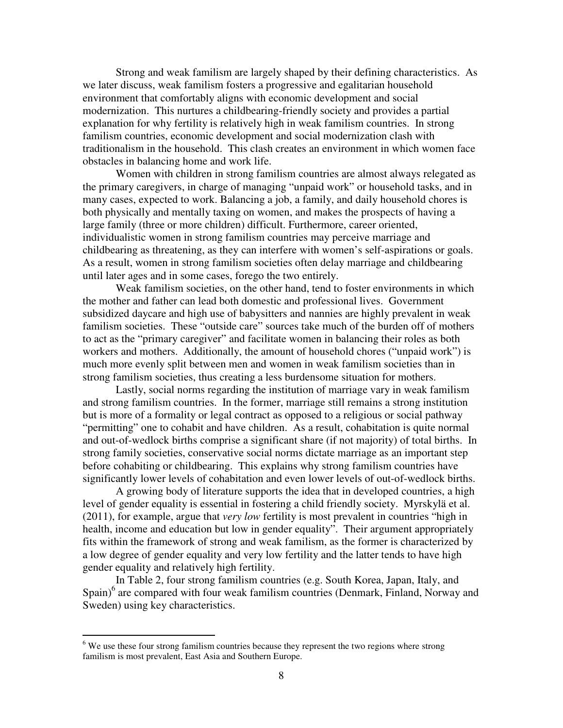Strong and weak familism are largely shaped by their defining characteristics. As we later discuss, weak familism fosters a progressive and egalitarian household environment that comfortably aligns with economic development and social modernization. This nurtures a childbearing-friendly society and provides a partial explanation for why fertility is relatively high in weak familism countries. In strong familism countries, economic development and social modernization clash with traditionalism in the household. This clash creates an environment in which women face obstacles in balancing home and work life.

Women with children in strong familism countries are almost always relegated as the primary caregivers, in charge of managing "unpaid work" or household tasks, and in many cases, expected to work. Balancing a job, a family, and daily household chores is both physically and mentally taxing on women, and makes the prospects of having a large family (three or more children) difficult. Furthermore, career oriented, individualistic women in strong familism countries may perceive marriage and childbearing as threatening, as they can interfere with women's self-aspirations or goals. As a result, women in strong familism societies often delay marriage and childbearing until later ages and in some cases, forego the two entirely.

Weak familism societies, on the other hand, tend to foster environments in which the mother and father can lead both domestic and professional lives. Government subsidized daycare and high use of babysitters and nannies are highly prevalent in weak familism societies. These "outside care" sources take much of the burden off of mothers to act as the "primary caregiver" and facilitate women in balancing their roles as both workers and mothers. Additionally, the amount of household chores ("unpaid work") is much more evenly split between men and women in weak familism societies than in strong familism societies, thus creating a less burdensome situation for mothers.

Lastly, social norms regarding the institution of marriage vary in weak familism and strong familism countries. In the former, marriage still remains a strong institution but is more of a formality or legal contract as opposed to a religious or social pathway "permitting" one to cohabit and have children. As a result, cohabitation is quite normal and out-of-wedlock births comprise a significant share (if not majority) of total births. In strong family societies, conservative social norms dictate marriage as an important step before cohabiting or childbearing. This explains why strong familism countries have significantly lower levels of cohabitation and even lower levels of out-of-wedlock births.

A growing body of literature supports the idea that in developed countries, a high level of gender equality is essential in fostering a child friendly society. Myrskylä et al. (2011), for example, argue that *very low* fertility is most prevalent in countries "high in health, income and education but low in gender equality". Their argument appropriately fits within the framework of strong and weak familism, as the former is characterized by a low degree of gender equality and very low fertility and the latter tends to have high gender equality and relatively high fertility.

In Table 2, four strong familism countries (e.g. South Korea, Japan, Italy, and Spain)[6] are compared with four weak familism countries (Denmark, Finland, Norway and Sweden) using key characteristics.

---

[6] We use these four strong familism countries because they represent the two regions where strong familism is most prevalent, East Asia and Southern Europe.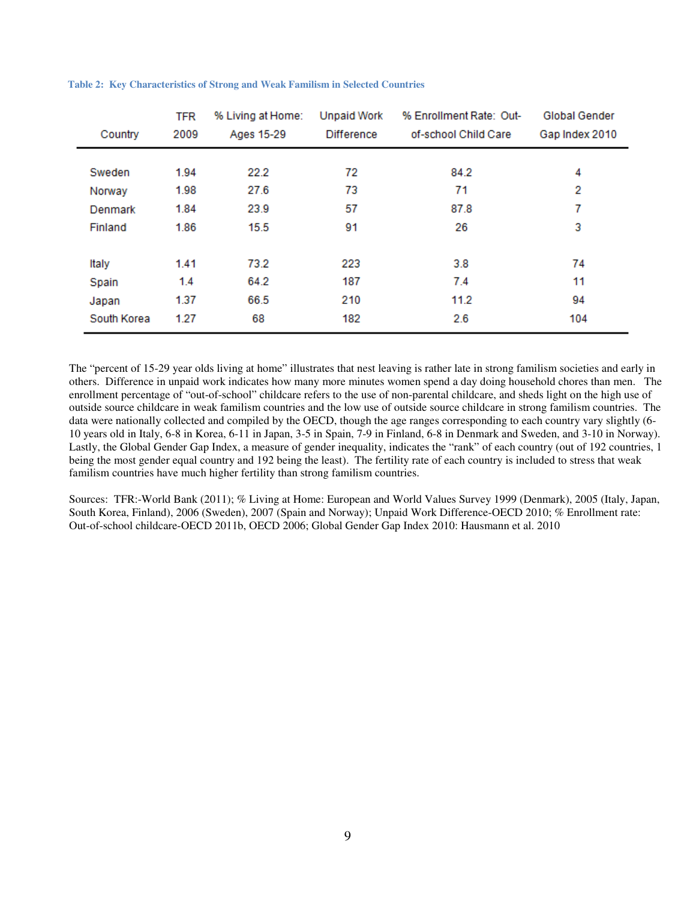**Table 2: Key Characteristics of Strong and Weak Familism in Selected Countries**

| Country | TFR 2009 | % Living at Home: Ages 15-29 | Unpaid Work Difference | % Enrollment Rate: Out-of-school Child Care | Global Gender Gap Index 2010 |
|---|---|---|---|---|---|
| Sweden | 1.94 | 22.2 | 72 | 84.2 | 4 |
| Norway | 1.98 | 27.6 | 73 | 71 | 2 |
| Denmark | 1.84 | 23.9 | 57 | 87.8 | 7 |
| Finland | 1.86 | 15.5 | 91 | 26 | 3 |
| Italy | 1.41 | 73.2 | 223 | 3.8 | 74 |
| Spain | 1.4 | 64.2 | 187 | 7.4 | 11 |
| Japan | 1.37 | 66.5 | 210 | 11.2 | 94 |
| South Korea | 1.27 | 68 | 182 | 2.6 | 104 |

The "percent of 15-29 year olds living at home" illustrates that nest leaving is rather late in strong familism societies and early in others. Difference in unpaid work indicates how many more minutes women spend a day doing household chores than men. The enrollment percentage of "out-of-school" childcare refers to the use of non-parental childcare, and sheds light on the high use of outside source childcare in weak familism countries and the low use of outside source childcare in strong familism countries. The data were nationally collected and compiled by the OECD, though the age ranges corresponding to each country vary slightly (6-10 years old in Italy, 6-8 in Korea, 6-11 in Japan, 3-5 in Spain, 7-9 in Finland, 6-8 in Denmark and Sweden, and 3-10 in Norway). Lastly, the Global Gender Gap Index, a measure of gender inequality, indicates the "rank" of each country (out of 192 countries, 1 being the most gender equal country and 192 being the least). The fertility rate of each country is included to stress that weak familism countries have much higher fertility than strong familism countries.

Sources: TFR:-World Bank (2011); % Living at Home: European and World Values Survey 1999 (Denmark), 2005 (Italy, Japan, South Korea, Finland), 2006 (Sweden), 2007 (Spain and Norway); Unpaid Work Difference-OECD 2010; % Enrollment rate: Out-of-school childcare-OECD 2011b, OECD 2006; Global Gender Gap Index 2010: Hausmann et al. 2010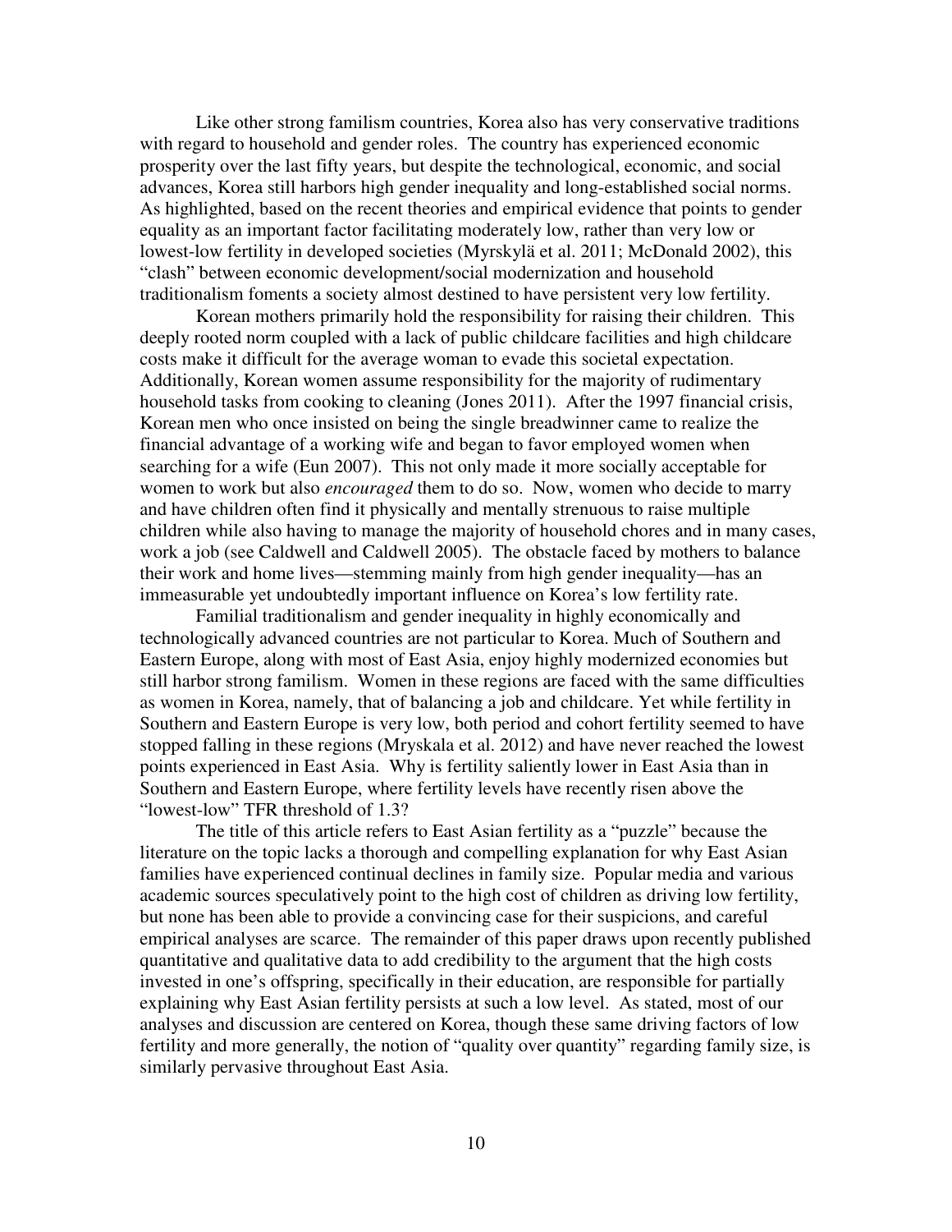Like other strong familism countries, Korea also has very conservative traditions with regard to household and gender roles. The country has experienced economic prosperity over the last fifty years, but despite the technological, economic, and social advances, Korea still harbors high gender inequality and long-established social norms. As highlighted, based on the recent theories and empirical evidence that points to gender equality as an important factor facilitating moderately low, rather than very low or lowest-low fertility in developed societies (Myrskylä et al. 2011; McDonald 2002), this "clash" between economic development/social modernization and household traditionalism foments a society almost destined to have persistent very low fertility.

Korean mothers primarily hold the responsibility for raising their children. This deeply rooted norm coupled with a lack of public childcare facilities and high childcare costs make it difficult for the average woman to evade this societal expectation. Additionally, Korean women assume responsibility for the majority of rudimentary household tasks from cooking to cleaning (Jones 2011). After the 1997 financial crisis, Korean men who once insisted on being the single breadwinner came to realize the financial advantage of a working wife and began to favor employed women when searching for a wife (Eun 2007). This not only made it more socially acceptable for women to work but also *encouraged* them to do so. Now, women who decide to marry and have children often find it physically and mentally strenuous to raise multiple children while also having to manage the majority of household chores and in many cases, work a job (see Caldwell and Caldwell 2005). The obstacle faced by mothers to balance their work and home lives—stemming mainly from high gender inequality—has an immeasurable yet undoubtedly important influence on Korea's low fertility rate.

Familial traditionalism and gender inequality in highly economically and technologically advanced countries are not particular to Korea. Much of Southern and Eastern Europe, along with most of East Asia, enjoy highly modernized economies but still harbor strong familism. Women in these regions are faced with the same difficulties as women in Korea, namely, that of balancing a job and childcare. Yet while fertility in Southern and Eastern Europe is very low, both period and cohort fertility seemed to have stopped falling in these regions (Mryskala et al. 2012) and have never reached the lowest points experienced in East Asia. Why is fertility saliently lower in East Asia than in Southern and Eastern Europe, where fertility levels have recently risen above the "lowest-low" TFR threshold of 1.3?

The title of this article refers to East Asian fertility as a "puzzle" because the literature on the topic lacks a thorough and compelling explanation for why East Asian families have experienced continual declines in family size. Popular media and various academic sources speculatively point to the high cost of children as driving low fertility, but none has been able to provide a convincing case for their suspicions, and careful empirical analyses are scarce. The remainder of this paper draws upon recently published quantitative and qualitative data to add credibility to the argument that the high costs invested in one's offspring, specifically in their education, are responsible for partially explaining why East Asian fertility persists at such a low level. As stated, most of our analyses and discussion are centered on Korea, though these same driving factors of low fertility and more generally, the notion of "quality over quantity" regarding family size, is similarly pervasive throughout East Asia.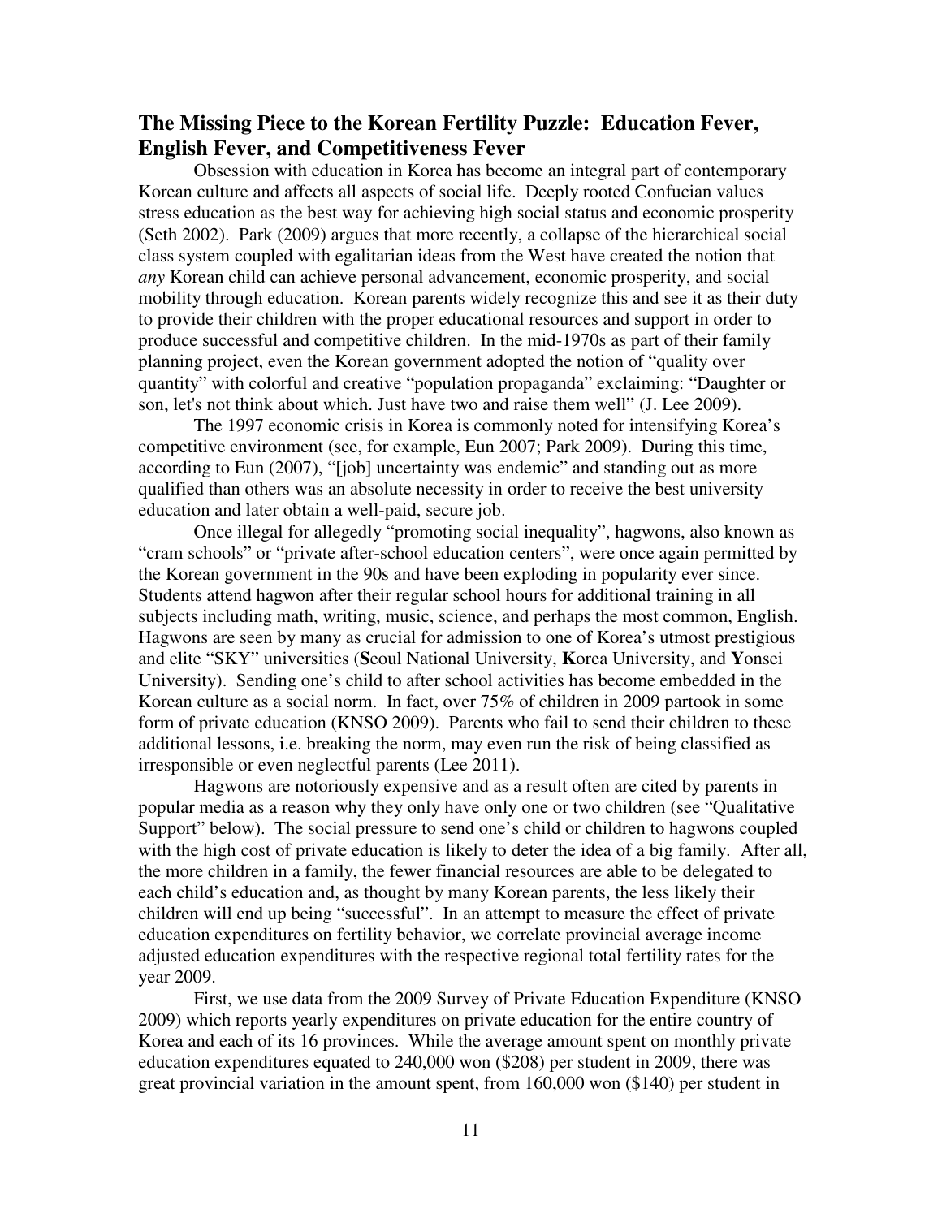## The Missing Piece to the Korean Fertility Puzzle: Education Fever, English Fever, and Competitiveness Fever

Obsession with education in Korea has become an integral part of contemporary Korean culture and affects all aspects of social life. Deeply rooted Confucian values stress education as the best way for achieving high social status and economic prosperity (Seth 2002). Park (2009) argues that more recently, a collapse of the hierarchical social class system coupled with egalitarian ideas from the West have created the notion that *any* Korean child can achieve personal advancement, economic prosperity, and social mobility through education. Korean parents widely recognize this and see it as their duty to provide their children with the proper educational resources and support in order to produce successful and competitive children. In the mid-1970s as part of their family planning project, even the Korean government adopted the notion of "quality over quantity" with colorful and creative "population propaganda" exclaiming: "Daughter or son, let's not think about which. Just have two and raise them well" (J. Lee 2009).

The 1997 economic crisis in Korea is commonly noted for intensifying Korea's competitive environment (see, for example, Eun 2007; Park 2009). During this time, according to Eun (2007), "[job] uncertainty was endemic" and standing out as more qualified than others was an absolute necessity in order to receive the best university education and later obtain a well-paid, secure job.

Once illegal for allegedly "promoting social inequality", hagwons, also known as "cram schools" or "private after-school education centers", were once again permitted by the Korean government in the 90s and have been exploding in popularity ever since. Students attend hagwon after their regular school hours for additional training in all subjects including math, writing, music, science, and perhaps the most common, English. Hagwons are seen by many as crucial for admission to one of Korea's utmost prestigious and elite "SKY" universities (**S**eoul National University, **K**orea University, and **Y**onsei University). Sending one's child to after school activities has become embedded in the Korean culture as a social norm. In fact, over 75% of children in 2009 partook in some form of private education (KNSO 2009). Parents who fail to send their children to these additional lessons, i.e. breaking the norm, may even run the risk of being classified as irresponsible or even neglectful parents (Lee 2011).

Hagwons are notoriously expensive and as a result often are cited by parents in popular media as a reason why they only have only one or two children (see "Qualitative Support" below). The social pressure to send one's child or children to hagwons coupled with the high cost of private education is likely to deter the idea of a big family. After all, the more children in a family, the fewer financial resources are able to be delegated to each child's education and, as thought by many Korean parents, the less likely their children will end up being "successful". In an attempt to measure the effect of private education expenditures on fertility behavior, we correlate provincial average income adjusted education expenditures with the respective regional total fertility rates for the year 2009.

First, we use data from the 2009 Survey of Private Education Expenditure (KNSO 2009) which reports yearly expenditures on private education for the entire country of Korea and each of its 16 provinces. While the average amount spent on monthly private education expenditures equated to 240,000 won ($208) per student in 2009, there was great provincial variation in the amount spent, from 160,000 won ($140) per student in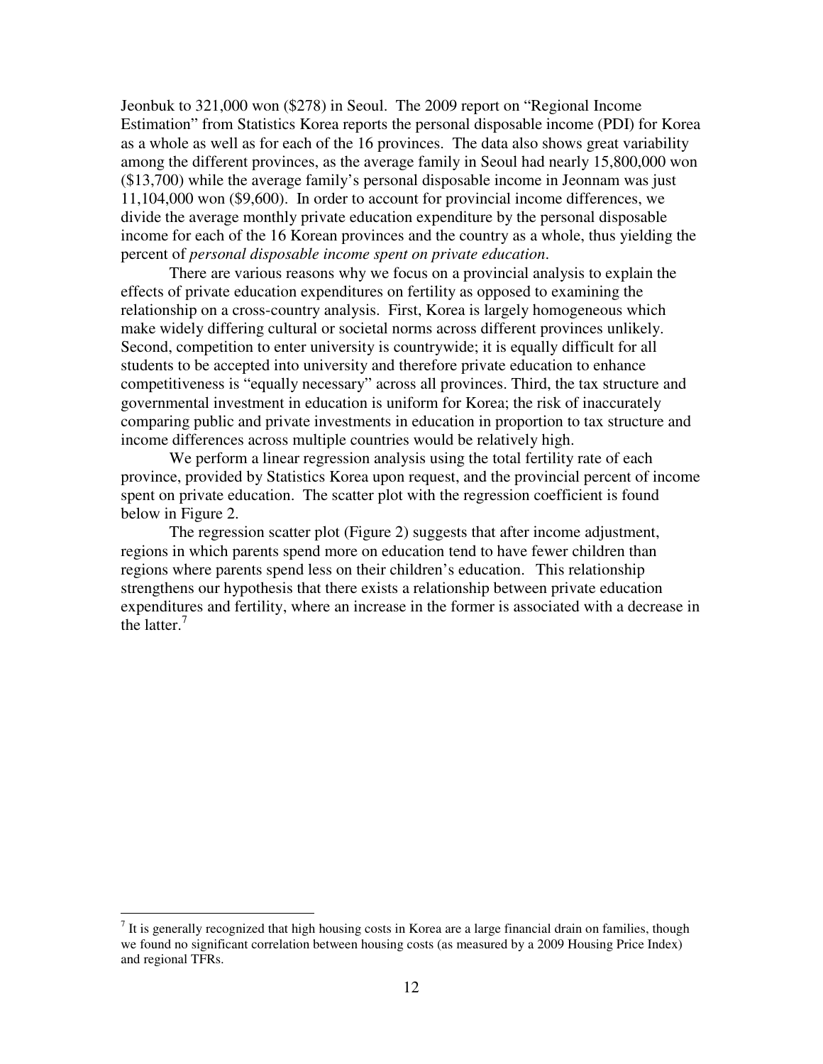Jeonbuk to 321,000 won ($278) in Seoul. The 2009 report on "Regional Income Estimation" from Statistics Korea reports the personal disposable income (PDI) for Korea as a whole as well as for each of the 16 provinces. The data also shows great variability among the different provinces, as the average family in Seoul had nearly 15,800,000 won ($13,700) while the average family's personal disposable income in Jeonnam was just 11,104,000 won ($9,600). In order to account for provincial income differences, we divide the average monthly private education expenditure by the personal disposable income for each of the 16 Korean provinces and the country as a whole, thus yielding the percent of *personal disposable income spent on private education*.

There are various reasons why we focus on a provincial analysis to explain the effects of private education expenditures on fertility as opposed to examining the relationship on a cross-country analysis. First, Korea is largely homogeneous which make widely differing cultural or societal norms across different provinces unlikely. Second, competition to enter university is countrywide; it is equally difficult for all students to be accepted into university and therefore private education to enhance competitiveness is "equally necessary" across all provinces. Third, the tax structure and governmental investment in education is uniform for Korea; the risk of inaccurately comparing public and private investments in education in proportion to tax structure and income differences across multiple countries would be relatively high.

We perform a linear regression analysis using the total fertility rate of each province, provided by Statistics Korea upon request, and the provincial percent of income spent on private education. The scatter plot with the regression coefficient is found below in Figure 2.

The regression scatter plot (Figure 2) suggests that after income adjustment, regions in which parents spend more on education tend to have fewer children than regions where parents spend less on their children's education. This relationship strengthens our hypothesis that there exists a relationship between private education expenditures and fertility, where an increase in the former is associated with a decrease in the latter.[7]

[7] It is generally recognized that high housing costs in Korea are a large financial drain on families, though we found no significant correlation between housing costs (as measured by a 2009 Housing Price Index) and regional TFRs.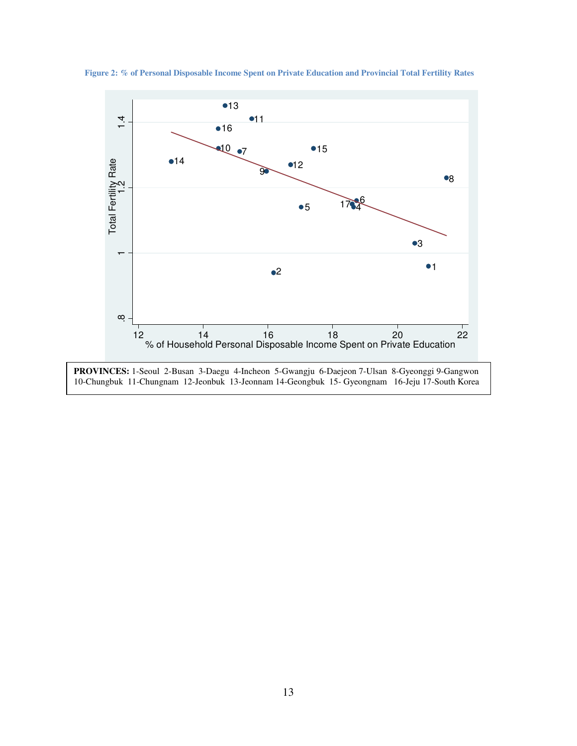**Figure 2: % of Personal Disposable Income Spent on Private Education and Provincial Total Fertility Rates**

**PROVINCES:** 1-Seoul 2-Busan 3-Daegu 4-Incheon 5-Gwangju 6-Daejeon 7-Ulsan 8-Gyeonggi 9-Gangwon 10-Chungbuk 11-Chungnam 12-Jeonbuk 13-Jeonnam 14-Geongbuk 15- Gyeongnam 16-Jeju 17-South Korea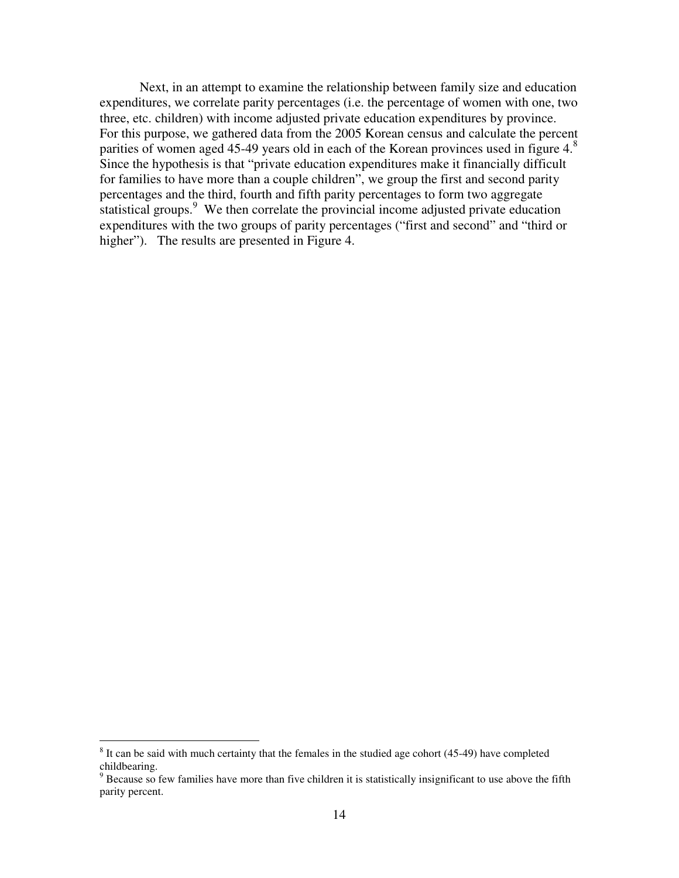Next, in an attempt to examine the relationship between family size and education expenditures, we correlate parity percentages (i.e. the percentage of women with one, two three, etc. children) with income adjusted private education expenditures by province. For this purpose, we gathered data from the 2005 Korean census and calculate the percent parities of women aged 45-49 years old in each of the Korean provinces used in figure 4.[8] Since the hypothesis is that "private education expenditures make it financially difficult for families to have more than a couple children", we group the first and second parity percentages and the third, fourth and fifth parity percentages to form two aggregate statistical groups.[9] We then correlate the provincial income adjusted private education expenditures with the two groups of parity percentages ("first and second" and "third or higher"). The results are presented in Figure 4.

---

[8] It can be said with much certainty that the females in the studied age cohort (45-49) have completed childbearing.

[9] Because so few families have more than five children it is statistically insignificant to use above the fifth parity percent.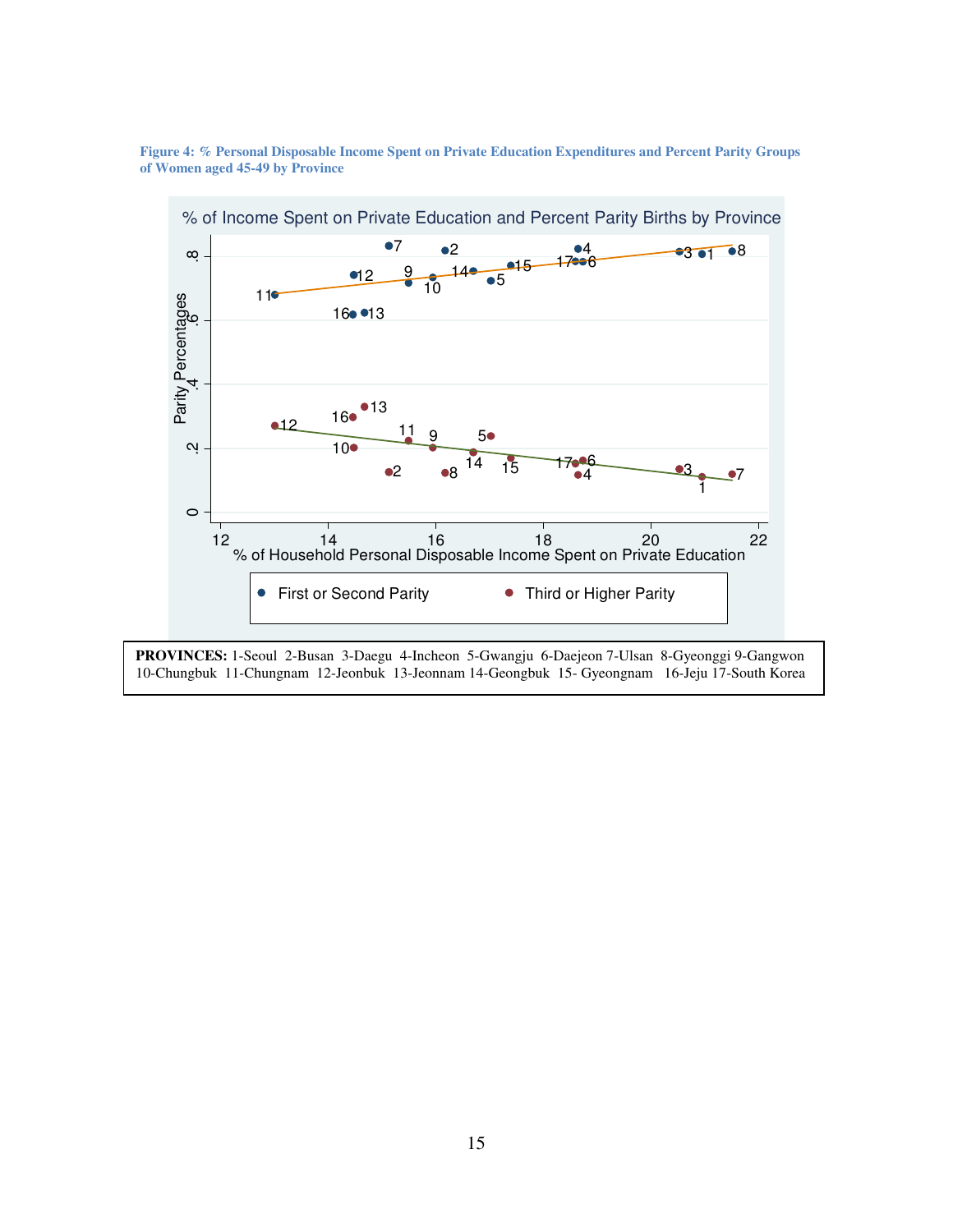**Figure 4: % Personal Disposable Income Spent on Private Education Expenditures and Percent Parity Groups of Women aged 45-49 by Province**

| **PROVINCES:** 1-Seoul 2-Busan 3-Daegu 4-Incheon 5-Gwangju 6-Daejeon 7-Ulsan 8-Gyeonggi 9-Gangwon 10-Chungbuk 11-Chungnam 12-Jeonbuk 13-Jeonnam 14-Geongbuk 15- Gyeongnam 16-Jeju 17-South Korea |
|---|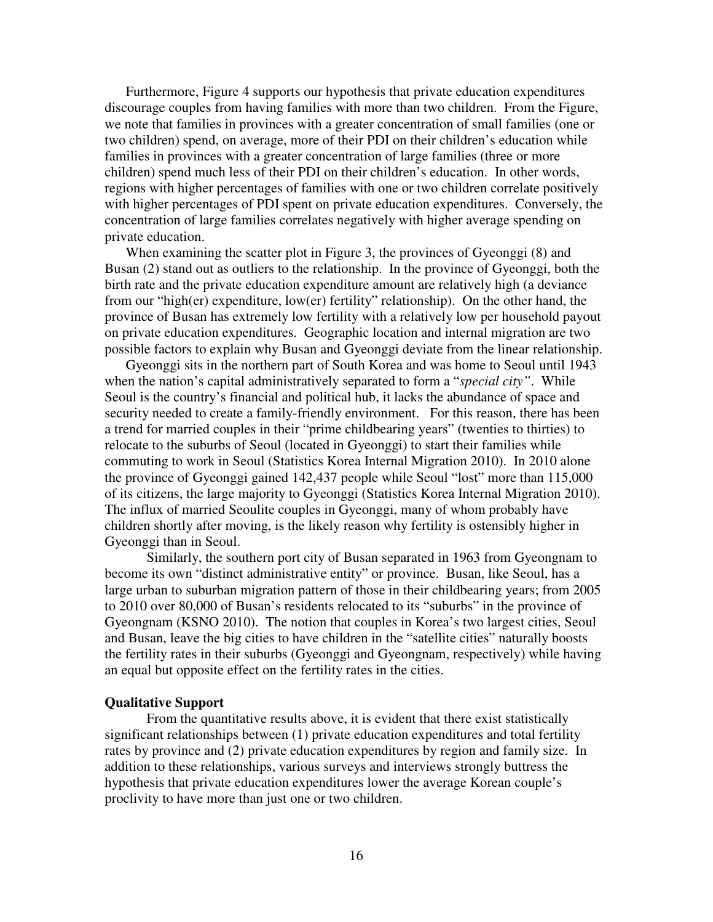Furthermore, Figure 4 supports our hypothesis that private education expenditures discourage couples from having families with more than two children. From the Figure, we note that families in provinces with a greater concentration of small families (one or two children) spend, on average, more of their PDI on their children's education while families in provinces with a greater concentration of large families (three or more children) spend much less of their PDI on their children's education. In other words, regions with higher percentages of families with one or two children correlate positively with higher percentages of PDI spent on private education expenditures. Conversely, the concentration of large families correlates negatively with higher average spending on private education.

When examining the scatter plot in Figure 3, the provinces of Gyeonggi (8) and Busan (2) stand out as outliers to the relationship. In the province of Gyeonggi, both the birth rate and the private education expenditure amount are relatively high (a deviance from our "high(er) expenditure, low(er) fertility" relationship). On the other hand, the province of Busan has extremely low fertility with a relatively low per household payout on private education expenditures. Geographic location and internal migration are two possible factors to explain why Busan and Gyeonggi deviate from the linear relationship.

Gyeonggi sits in the northern part of South Korea and was home to Seoul until 1943 when the nation's capital administratively separated to form a "*special city"*. While Seoul is the country's financial and political hub, it lacks the abundance of space and security needed to create a family-friendly environment. For this reason, there has been a trend for married couples in their "prime childbearing years" (twenties to thirties) to relocate to the suburbs of Seoul (located in Gyeonggi) to start their families while commuting to work in Seoul (Statistics Korea Internal Migration 2010). In 2010 alone the province of Gyeonggi gained 142,437 people while Seoul "lost" more than 115,000 of its citizens, the large majority to Gyeonggi (Statistics Korea Internal Migration 2010). The influx of married Seoulite couples in Gyeonggi, many of whom probably have children shortly after moving, is the likely reason why fertility is ostensibly higher in Gyeonggi than in Seoul.

Similarly, the southern port city of Busan separated in 1963 from Gyeongnam to become its own "distinct administrative entity" or province. Busan, like Seoul, has a large urban to suburban migration pattern of those in their childbearing years; from 2005 to 2010 over 80,000 of Busan's residents relocated to its "suburbs" in the province of Gyeongnam (KSNO 2010). The notion that couples in Korea's two largest cities, Seoul and Busan, leave the big cities to have children in the "satellite cities" naturally boosts the fertility rates in their suburbs (Gyeonggi and Gyeongnam, respectively) while having an equal but opposite effect on the fertility rates in the cities.

### Qualitative Support

From the quantitative results above, it is evident that there exist statistically significant relationships between (1) private education expenditures and total fertility rates by province and (2) private education expenditures by region and family size. In addition to these relationships, various surveys and interviews strongly buttress the hypothesis that private education expenditures lower the average Korean couple's proclivity to have more than just one or two children.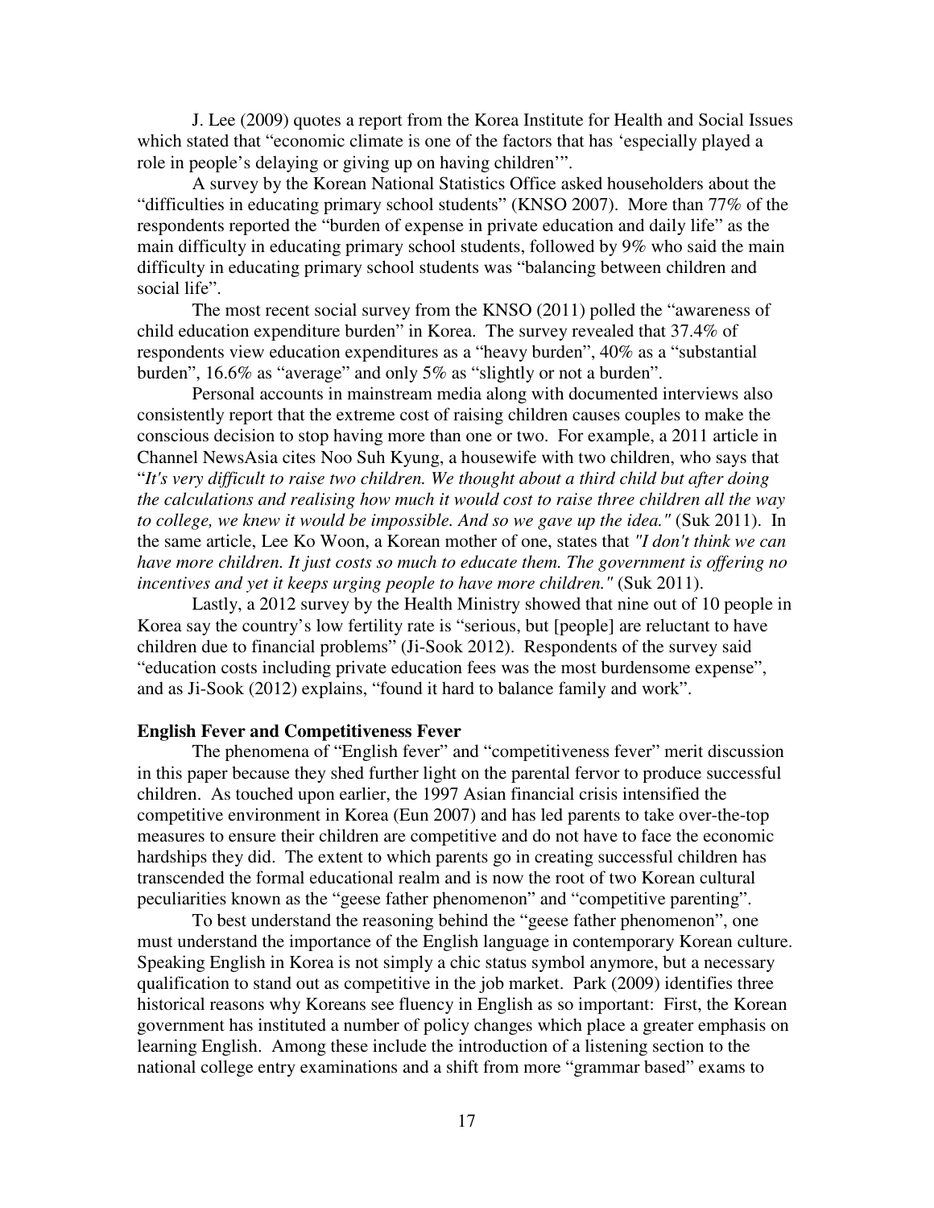J. Lee (2009) quotes a report from the Korea Institute for Health and Social Issues which stated that "economic climate is one of the factors that has 'especially played a role in people's delaying or giving up on having children'".

A survey by the Korean National Statistics Office asked householders about the "difficulties in educating primary school students" (KNSO 2007). More than 77% of the respondents reported the "burden of expense in private education and daily life" as the main difficulty in educating primary school students, followed by 9% who said the main difficulty in educating primary school students was "balancing between children and social life".

The most recent social survey from the KNSO (2011) polled the "awareness of child education expenditure burden" in Korea. The survey revealed that 37.4% of respondents view education expenditures as a "heavy burden", 40% as a "substantial burden", 16.6% as "average" and only 5% as "slightly or not a burden".

Personal accounts in mainstream media along with documented interviews also consistently report that the extreme cost of raising children causes couples to make the conscious decision to stop having more than one or two. For example, a 2011 article in Channel NewsAsia cites Noo Suh Kyung, a housewife with two children, who says that "*It's very difficult to raise two children. We thought about a third child but after doing the calculations and realising how much it would cost to raise three children all the way to college, we knew it would be impossible. And so we gave up the idea."* (Suk 2011). In the same article, Lee Ko Woon, a Korean mother of one, states that *"I don't think we can have more children. It just costs so much to educate them. The government is offering no incentives and yet it keeps urging people to have more children."* (Suk 2011).

Lastly, a 2012 survey by the Health Ministry showed that nine out of 10 people in Korea say the country's low fertility rate is "serious, but [people] are reluctant to have children due to financial problems" (Ji-Sook 2012). Respondents of the survey said "education costs including private education fees was the most burdensome expense", and as Ji-Sook (2012) explains, "found it hard to balance family and work".

**English Fever and Competitiveness Fever**

The phenomena of "English fever" and "competitiveness fever" merit discussion in this paper because they shed further light on the parental fervor to produce successful children. As touched upon earlier, the 1997 Asian financial crisis intensified the competitive environment in Korea (Eun 2007) and has led parents to take over-the-top measures to ensure their children are competitive and do not have to face the economic hardships they did. The extent to which parents go in creating successful children has transcended the formal educational realm and is now the root of two Korean cultural peculiarities known as the "geese father phenomenon" and "competitive parenting".

To best understand the reasoning behind the "geese father phenomenon", one must understand the importance of the English language in contemporary Korean culture. Speaking English in Korea is not simply a chic status symbol anymore, but a necessary qualification to stand out as competitive in the job market. Park (2009) identifies three historical reasons why Koreans see fluency in English as so important: First, the Korean government has instituted a number of policy changes which place a greater emphasis on learning English. Among these include the introduction of a listening section to the national college entry examinations and a shift from more "grammar based" exams to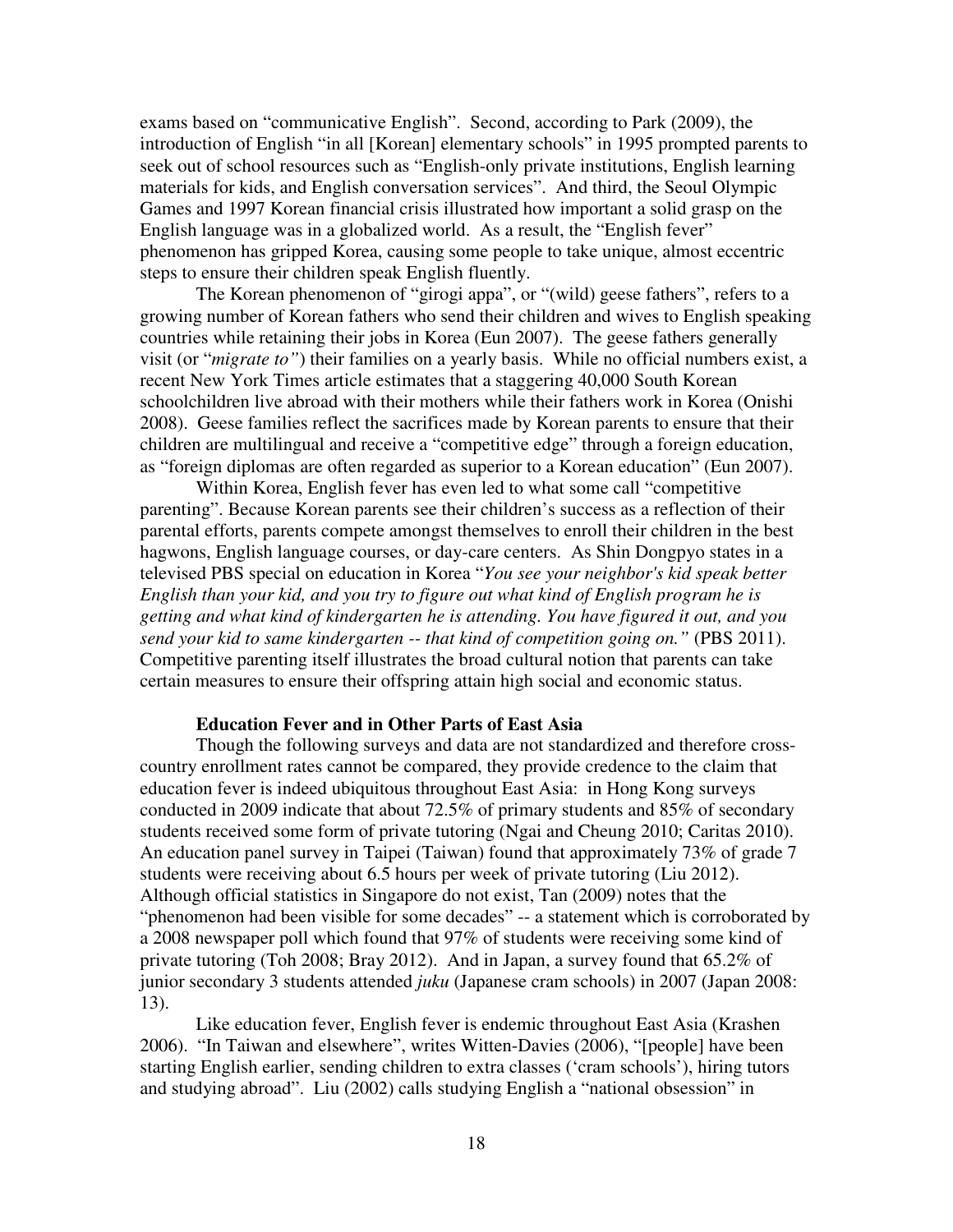exams based on "communicative English". Second, according to Park (2009), the introduction of English "in all [Korean] elementary schools" in 1995 prompted parents to seek out of school resources such as "English-only private institutions, English learning materials for kids, and English conversation services". And third, the Seoul Olympic Games and 1997 Korean financial crisis illustrated how important a solid grasp on the English language was in a globalized world. As a result, the "English fever" phenomenon has gripped Korea, causing some people to take unique, almost eccentric steps to ensure their children speak English fluently.

The Korean phenomenon of "girogi appa", or "(wild) geese fathers", refers to a growing number of Korean fathers who send their children and wives to English speaking countries while retaining their jobs in Korea (Eun 2007). The geese fathers generally visit (or "*migrate to"*) their families on a yearly basis. While no official numbers exist, a recent New York Times article estimates that a staggering 40,000 South Korean schoolchildren live abroad with their mothers while their fathers work in Korea (Onishi 2008). Geese families reflect the sacrifices made by Korean parents to ensure that their children are multilingual and receive a "competitive edge" through a foreign education, as "foreign diplomas are often regarded as superior to a Korean education" (Eun 2007).

Within Korea, English fever has even led to what some call "competitive parenting". Because Korean parents see their children's success as a reflection of their parental efforts, parents compete amongst themselves to enroll their children in the best hagwons, English language courses, or day-care centers. As Shin Dongpyo states in a televised PBS special on education in Korea "*You see your neighbor's kid speak better English than your kid, and you try to figure out what kind of English program he is getting and what kind of kindergarten he is attending. You have figured it out, and you send your kid to same kindergarten -- that kind of competition going on."* (PBS 2011). Competitive parenting itself illustrates the broad cultural notion that parents can take certain measures to ensure their offspring attain high social and economic status.

**Education Fever and in Other Parts of East Asia**

Though the following surveys and data are not standardized and therefore cross-country enrollment rates cannot be compared, they provide credence to the claim that education fever is indeed ubiquitous throughout East Asia: in Hong Kong surveys conducted in 2009 indicate that about 72.5% of primary students and 85% of secondary students received some form of private tutoring (Ngai and Cheung 2010; Caritas 2010). An education panel survey in Taipei (Taiwan) found that approximately 73% of grade 7 students were receiving about 6.5 hours per week of private tutoring (Liu 2012). Although official statistics in Singapore do not exist, Tan (2009) notes that the "phenomenon had been visible for some decades" -- a statement which is corroborated by a 2008 newspaper poll which found that 97% of students were receiving some kind of private tutoring (Toh 2008; Bray 2012). And in Japan, a survey found that 65.2% of junior secondary 3 students attended *juku* (Japanese cram schools) in 2007 (Japan 2008: 13).

Like education fever, English fever is endemic throughout East Asia (Krashen 2006). "In Taiwan and elsewhere", writes Witten-Davies (2006), "[people] have been starting English earlier, sending children to extra classes ('cram schools'), hiring tutors and studying abroad". Liu (2002) calls studying English a "national obsession" in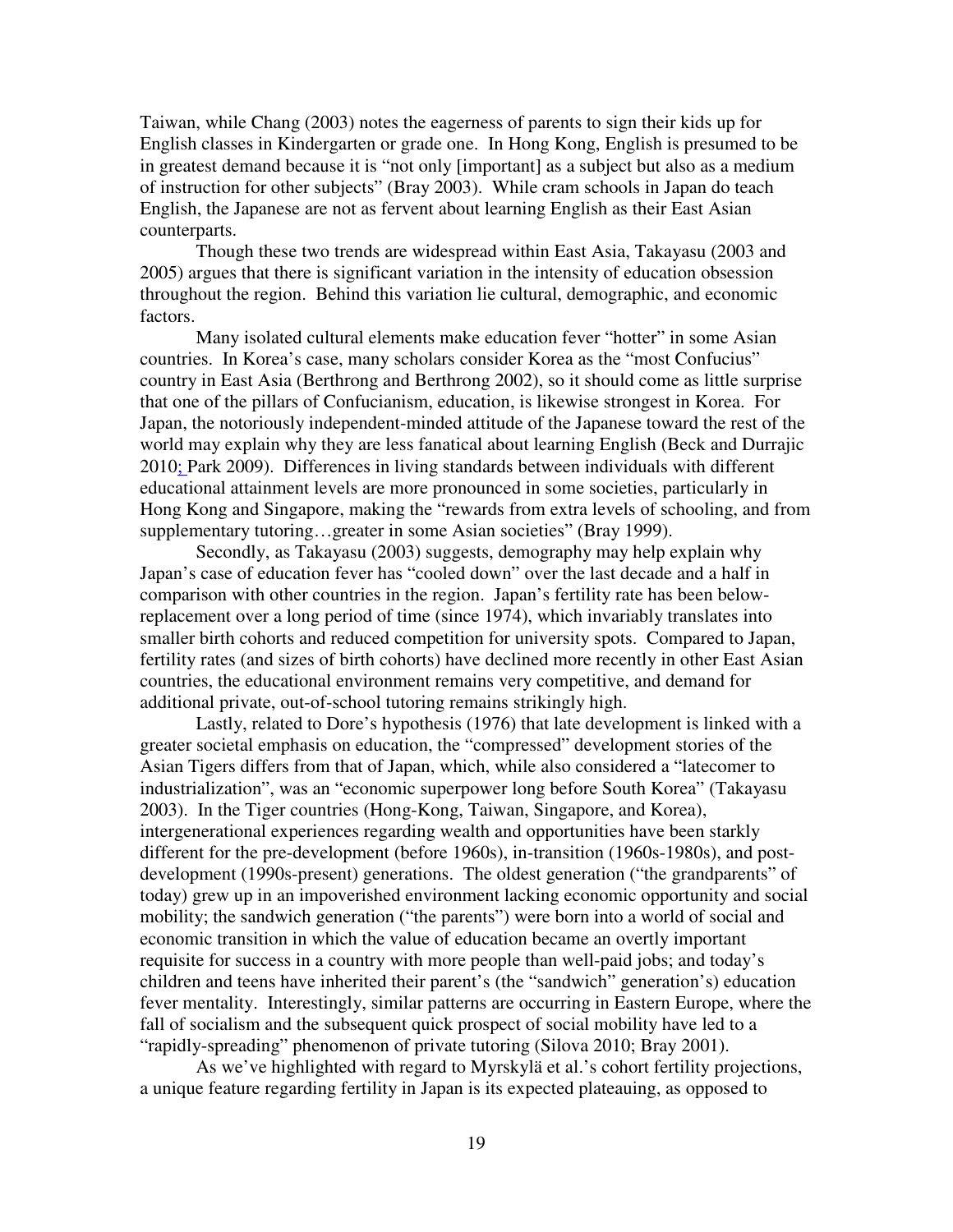Taiwan, while Chang (2003) notes the eagerness of parents to sign their kids up for English classes in Kindergarten or grade one. In Hong Kong, English is presumed to be in greatest demand because it is "not only [important] as a subject but also as a medium of instruction for other subjects" (Bray 2003). While cram schools in Japan do teach English, the Japanese are not as fervent about learning English as their East Asian counterparts.

Though these two trends are widespread within East Asia, Takayasu (2003 and 2005) argues that there is significant variation in the intensity of education obsession throughout the region. Behind this variation lie cultural, demographic, and economic factors.

Many isolated cultural elements make education fever "hotter" in some Asian countries. In Korea's case, many scholars consider Korea as the "most Confucius" country in East Asia (Berthrong and Berthrong 2002), so it should come as little surprise that one of the pillars of Confucianism, education, is likewise strongest in Korea. For Japan, the notoriously independent-minded attitude of the Japanese toward the rest of the world may explain why they are less fanatical about learning English (Beck and Durrajic 2010; Park 2009). Differences in living standards between individuals with different educational attainment levels are more pronounced in some societies, particularly in Hong Kong and Singapore, making the "rewards from extra levels of schooling, and from supplementary tutoring…greater in some Asian societies" (Bray 1999).

Secondly, as Takayasu (2003) suggests, demography may help explain why Japan's case of education fever has "cooled down" over the last decade and a half in comparison with other countries in the region. Japan's fertility rate has been below-replacement over a long period of time (since 1974), which invariably translates into smaller birth cohorts and reduced competition for university spots. Compared to Japan, fertility rates (and sizes of birth cohorts) have declined more recently in other East Asian countries, the educational environment remains very competitive, and demand for additional private, out-of-school tutoring remains strikingly high.

Lastly, related to Dore's hypothesis (1976) that late development is linked with a greater societal emphasis on education, the "compressed" development stories of the Asian Tigers differs from that of Japan, which, while also considered a "latecomer to industrialization", was an "economic superpower long before South Korea" (Takayasu 2003). In the Tiger countries (Hong-Kong, Taiwan, Singapore, and Korea), intergenerational experiences regarding wealth and opportunities have been starkly different for the pre-development (before 1960s), in-transition (1960s-1980s), and post-development (1990s-present) generations. The oldest generation ("the grandparents" of today) grew up in an impoverished environment lacking economic opportunity and social mobility; the sandwich generation ("the parents") were born into a world of social and economic transition in which the value of education became an overtly important requisite for success in a country with more people than well-paid jobs; and today's children and teens have inherited their parent's (the "sandwich" generation's) education fever mentality. Interestingly, similar patterns are occurring in Eastern Europe, where the fall of socialism and the subsequent quick prospect of social mobility have led to a "rapidly-spreading" phenomenon of private tutoring (Silova 2010; Bray 2001).

As we've highlighted with regard to Myrskylä et al.'s cohort fertility projections, a unique feature regarding fertility in Japan is its expected plateauing, as opposed to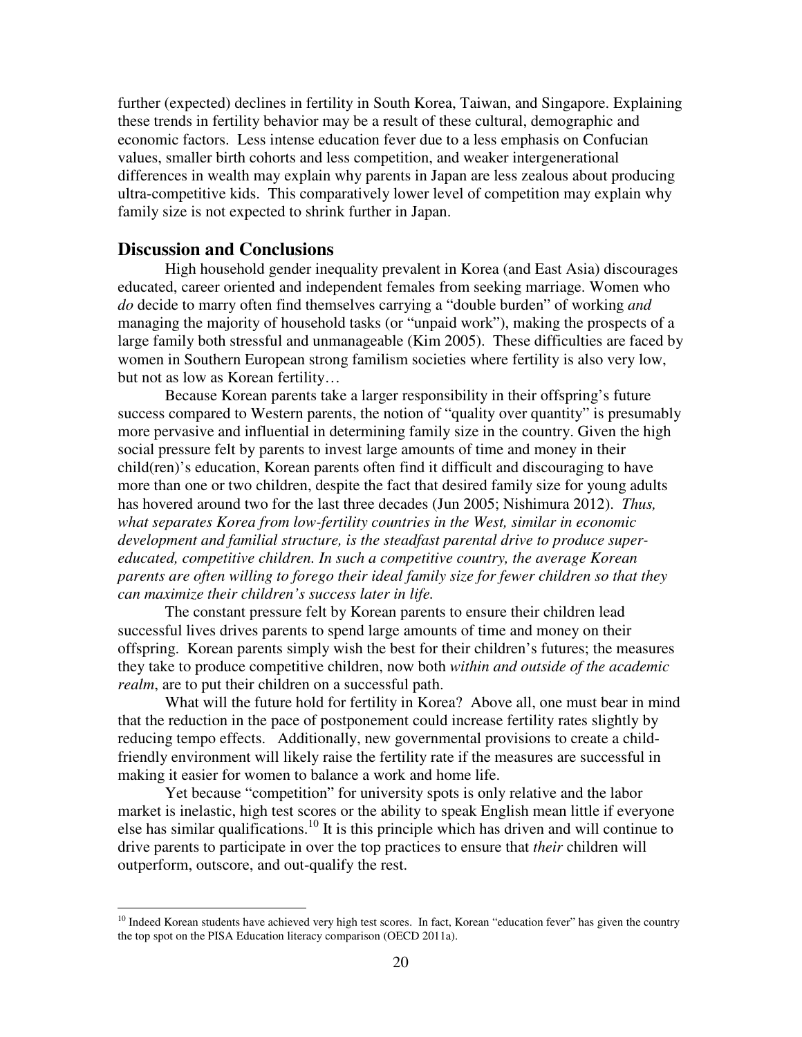further (expected) declines in fertility in South Korea, Taiwan, and Singapore. Explaining these trends in fertility behavior may be a result of these cultural, demographic and economic factors. Less intense education fever due to a less emphasis on Confucian values, smaller birth cohorts and less competition, and weaker intergenerational differences in wealth may explain why parents in Japan are less zealous about producing ultra-competitive kids. This comparatively lower level of competition may explain why family size is not expected to shrink further in Japan.

## Discussion and Conclusions

High household gender inequality prevalent in Korea (and East Asia) discourages educated, career oriented and independent females from seeking marriage. Women who *do* decide to marry often find themselves carrying a "double burden" of working *and* managing the majority of household tasks (or "unpaid work"), making the prospects of a large family both stressful and unmanageable (Kim 2005). These difficulties are faced by women in Southern European strong familism societies where fertility is also very low, but not as low as Korean fertility…

Because Korean parents take a larger responsibility in their offspring's future success compared to Western parents, the notion of "quality over quantity" is presumably more pervasive and influential in determining family size in the country. Given the high social pressure felt by parents to invest large amounts of time and money in their child(ren)'s education, Korean parents often find it difficult and discouraging to have more than one or two children, despite the fact that desired family size for young adults has hovered around two for the last three decades (Jun 2005; Nishimura 2012). *Thus, what separates Korea from low-fertility countries in the West, similar in economic development and familial structure, is the steadfast parental drive to produce super-educated, competitive children. In such a competitive country, the average Korean parents are often willing to forego their ideal family size for fewer children so that they can maximize their children's success later in life.*

The constant pressure felt by Korean parents to ensure their children lead successful lives drives parents to spend large amounts of time and money on their offspring. Korean parents simply wish the best for their children's futures; the measures they take to produce competitive children, now both *within and outside of the academic realm*, are to put their children on a successful path.

What will the future hold for fertility in Korea? Above all, one must bear in mind that the reduction in the pace of postponement could increase fertility rates slightly by reducing tempo effects. Additionally, new governmental provisions to create a child-friendly environment will likely raise the fertility rate if the measures are successful in making it easier for women to balance a work and home life.

Yet because "competition" for university spots is only relative and the labor market is inelastic, high test scores or the ability to speak English mean little if everyone else has similar qualifications.[10] It is this principle which has driven and will continue to drive parents to participate in over the top practices to ensure that *their* children will outperform, outscore, and out-qualify the rest.

[10] Indeed Korean students have achieved very high test scores. In fact, Korean "education fever" has given the country the top spot on the PISA Education literacy comparison (OECD 2011a).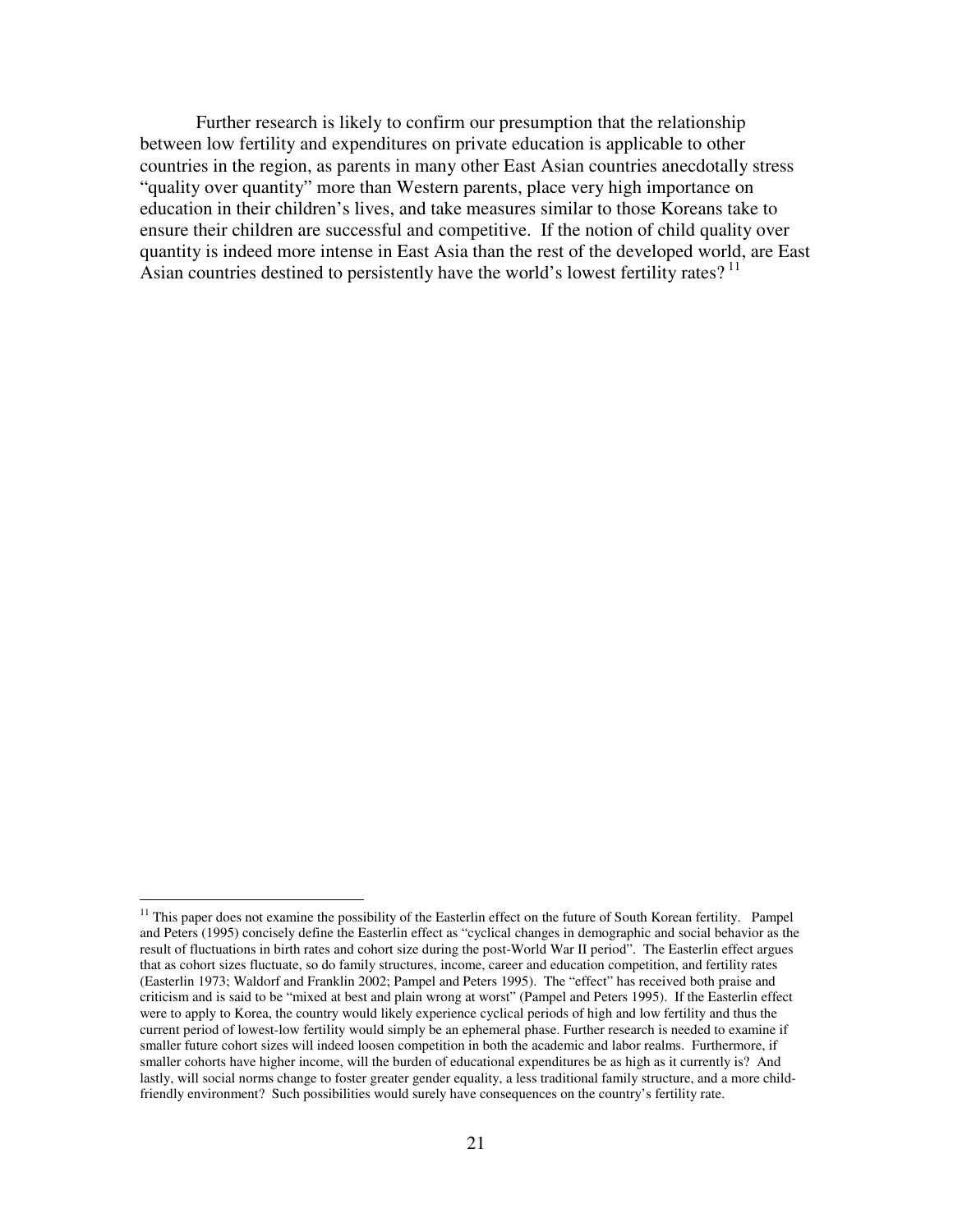Further research is likely to confirm our presumption that the relationship between low fertility and expenditures on private education is applicable to other countries in the region, as parents in many other East Asian countries anecdotally stress "quality over quantity" more than Western parents, place very high importance on education in their children's lives, and take measures similar to those Koreans take to ensure their children are successful and competitive. If the notion of child quality over quantity is indeed more intense in East Asia than the rest of the developed world, are East Asian countries destined to persistently have the world's lowest fertility rates? [11]

---

[11] This paper does not examine the possibility of the Easterlin effect on the future of South Korean fertility. Pampel and Peters (1995) concisely define the Easterlin effect as "cyclical changes in demographic and social behavior as the result of fluctuations in birth rates and cohort size during the post-World War II period". The Easterlin effect argues that as cohort sizes fluctuate, so do family structures, income, career and education competition, and fertility rates (Easterlin 1973; Waldorf and Franklin 2002; Pampel and Peters 1995). The "effect" has received both praise and criticism and is said to be "mixed at best and plain wrong at worst" (Pampel and Peters 1995). If the Easterlin effect were to apply to Korea, the country would likely experience cyclical periods of high and low fertility and thus the current period of lowest-low fertility would simply be an ephemeral phase. Further research is needed to examine if smaller future cohort sizes will indeed loosen competition in both the academic and labor realms. Furthermore, if smaller cohorts have higher income, will the burden of educational expenditures be as high as it currently is? And lastly, will social norms change to foster greater gender equality, a less traditional family structure, and a more child-friendly environment? Such possibilities would surely have consequences on the country's fertility rate.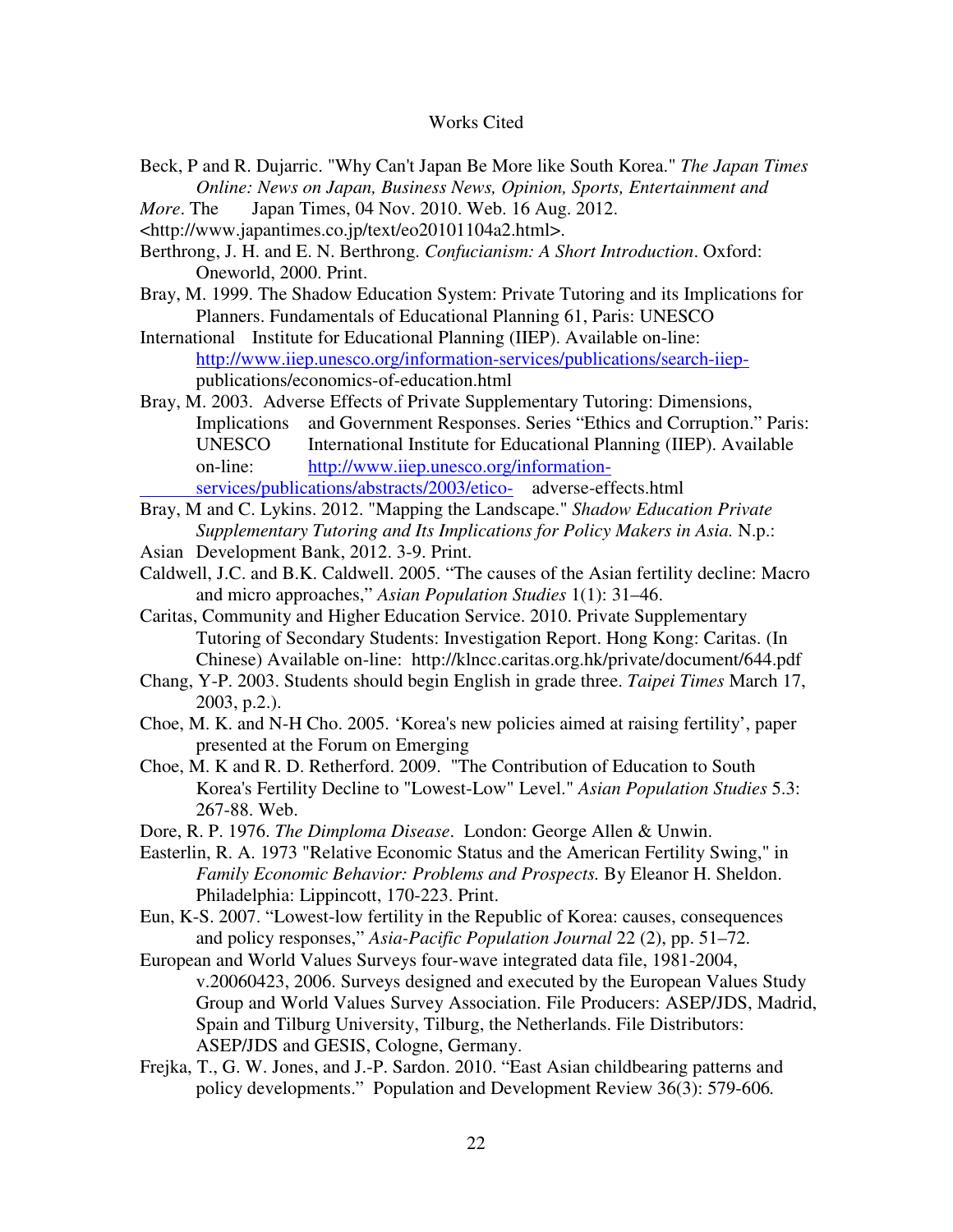# Works Cited

Beck, P and R. Dujarric. "Why Can't Japan Be More like South Korea." *The Japan Times Online: News on Japan, Business News, Opinion, Sports, Entertainment and More*. The Japan Times, 04 Nov. 2010. Web. 16 Aug. 2012. <http://www.japantimes.co.jp/text/eo20101104a2.html>.

Berthrong, J. H. and E. N. Berthrong. *Confucianism: A Short Introduction*. Oxford: Oneworld, 2000. Print.

Bray, M. 1999. The Shadow Education System: Private Tutoring and its Implications for Planners. Fundamentals of Educational Planning 61, Paris: UNESCO International Institute for Educational Planning (IIEP). Available on-line: http://www.iiep.unesco.org/information-services/publications/search-iiep-publications/economics-of-education.html

Bray, M. 2003. Adverse Effects of Private Supplementary Tutoring: Dimensions, Implications and Government Responses. Series "Ethics and Corruption." Paris: UNESCO International Institute for Educational Planning (IIEP). Available on-line: http://www.iiep.unesco.org/information-services/publications/abstracts/2003/etico- adverse-effects.html

Bray, M and C. Lykins. 2012. "Mapping the Landscape." *Shadow Education Private Supplementary Tutoring and Its Implications for Policy Makers in Asia.* N.p.: Asian Development Bank, 2012. 3-9. Print.

Caldwell, J.C. and B.K. Caldwell. 2005. "The causes of the Asian fertility decline: Macro and micro approaches," *Asian Population Studies* 1(1): 31–46.

Caritas, Community and Higher Education Service. 2010. Private Supplementary Tutoring of Secondary Students: Investigation Report. Hong Kong: Caritas. (In Chinese) Available on-line: http://klncc.caritas.org.hk/private/document/644.pdf

Chang, Y-P. 2003. Students should begin English in grade three. *Taipei Times* March 17, 2003, p.2.).

Choe, M. K. and N-H Cho. 2005. 'Korea's new policies aimed at raising fertility', paper presented at the Forum on Emerging

Choe, M. K and R. D. Retherford. 2009. "The Contribution of Education to South Korea's Fertility Decline to "Lowest-Low" Level." *Asian Population Studies* 5.3: 267-88. Web.

Dore, R. P. 1976. *The Dimploma Disease*. London: George Allen & Unwin.

Easterlin, R. A. 1973 "Relative Economic Status and the American Fertility Swing," in *Family Economic Behavior: Problems and Prospects.* By Eleanor H. Sheldon. Philadelphia: Lippincott, 170-223. Print.

Eun, K-S. 2007. "Lowest-low fertility in the Republic of Korea: causes, consequences and policy responses," *Asia-Pacific Population Journal* 22 (2), pp. 51–72.

European and World Values Surveys four-wave integrated data file, 1981-2004, v.20060423, 2006. Surveys designed and executed by the European Values Study Group and World Values Survey Association. File Producers: ASEP/JDS, Madrid, Spain and Tilburg University, Tilburg, the Netherlands. File Distributors: ASEP/JDS and GESIS, Cologne, Germany.

Frejka, T., G. W. Jones, and J.-P. Sardon. 2010. "East Asian childbearing patterns and policy developments." Population and Development Review 36(3): 579-606*.*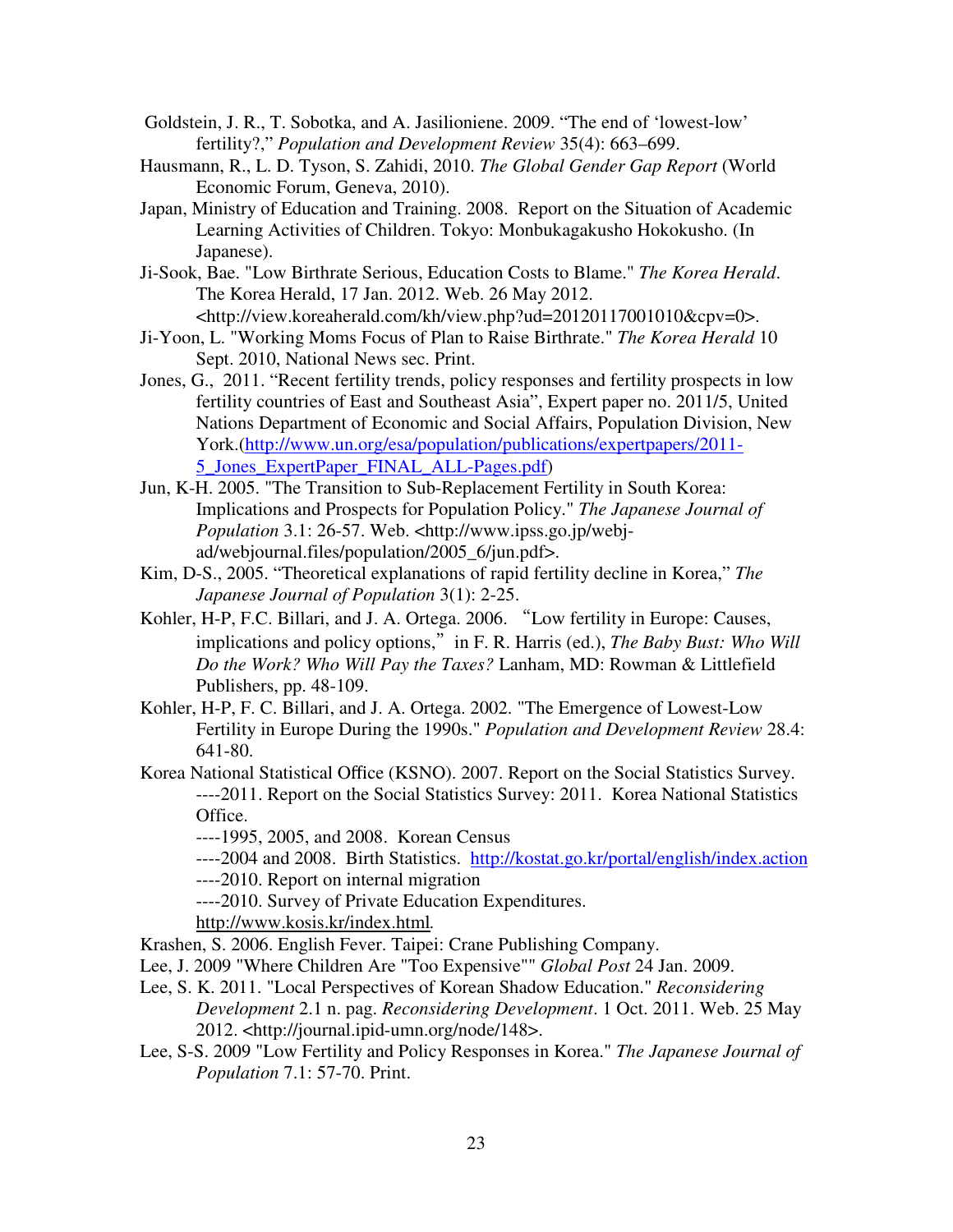Goldstein, J. R., T. Sobotka, and A. Jasilioniene. 2009. "The end of 'lowest-low' fertility?," *Population and Development Review* 35(4): 663–699.

Hausmann, R., L. D. Tyson, S. Zahidi, 2010. *The Global Gender Gap Report* (World Economic Forum, Geneva, 2010).

Japan, Ministry of Education and Training. 2008. Report on the Situation of Academic Learning Activities of Children. Tokyo: Monbukagakusho Hokokusho. (In Japanese).

Ji-Sook, Bae. "Low Birthrate Serious, Education Costs to Blame." *The Korea Herald*. The Korea Herald, 17 Jan. 2012. Web. 26 May 2012. <http://view.koreaherald.com/kh/view.php?ud=20120117001010&cpv=0>.

Ji-Yoon, L. "Working Moms Focus of Plan to Raise Birthrate." *The Korea Herald* 10 Sept. 2010, National News sec. Print.

Jones, G., 2011. "Recent fertility trends, policy responses and fertility prospects in low fertility countries of East and Southeast Asia", Expert paper no. 2011/5, United Nations Department of Economic and Social Affairs, Population Division, New York.(http://www.un.org/esa/population/publications/expertpapers/2011-5_Jones_ExpertPaper_FINAL_ALL-Pages.pdf)

Jun, K-H. 2005. "The Transition to Sub-Replacement Fertility in South Korea: Implications and Prospects for Population Policy." *The Japanese Journal of Population* 3.1: 26-57. Web. <http://www.ipss.go.jp/webj-ad/webjournal.files/population/2005_6/jun.pdf>.

Kim, D-S., 2005. "Theoretical explanations of rapid fertility decline in Korea," *The Japanese Journal of Population* 3(1): 2-25.

Kohler, H-P, F.C. Billari, and J. A. Ortega. 2006. "Low fertility in Europe: Causes, implications and policy options," in F. R. Harris (ed.), *The Baby Bust: Who Will Do the Work? Who Will Pay the Taxes?* Lanham, MD: Rowman & Littlefield Publishers, pp. 48-109.

Kohler, H-P, F. C. Billari, and J. A. Ortega. 2002. "The Emergence of Lowest-Low Fertility in Europe During the 1990s." *Population and Development Review* 28.4: 641-80.

Korea National Statistical Office (KSNO). 2007. Report on the Social Statistics Survey.

----2011. Report on the Social Statistics Survey: 2011. Korea National Statistics Office.

----1995, 2005, and 2008. Korean Census

----2004 and 2008. Birth Statistics. http://kostat.go.kr/portal/english/index.action

----2010. Report on internal migration

----2010. Survey of Private Education Expenditures. http://www.kosis.kr/index.html.

Krashen, S. 2006. English Fever. Taipei: Crane Publishing Company.

Lee, J. 2009 "Where Children Are "Too Expensive"" *Global Post* 24 Jan. 2009.

Lee, S. K. 2011. "Local Perspectives of Korean Shadow Education." *Reconsidering Development* 2.1 n. pag. *Reconsidering Development*. 1 Oct. 2011. Web. 25 May 2012. <http://journal.ipid-umn.org/node/148>.

Lee, S-S. 2009 "Low Fertility and Policy Responses in Korea." *The Japanese Journal of Population* 7.1: 57-70. Print.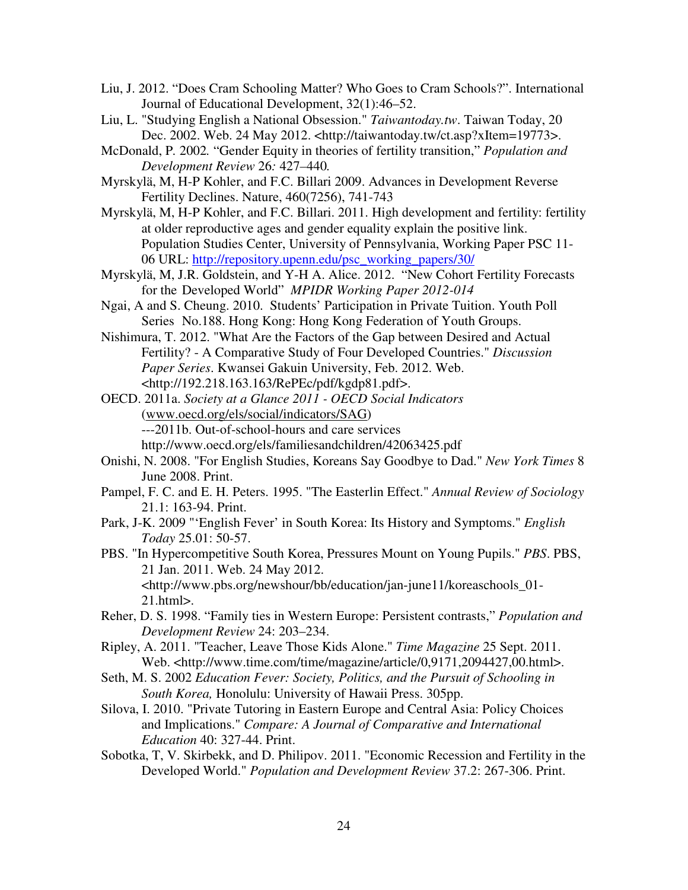Liu, J. 2012. “Does Cram Schooling Matter? Who Goes to Cram Schools?”. International Journal of Educational Development, 32(1):46–52.

Liu, L. "Studying English a National Obsession." *Taiwantoday.tw*. Taiwan Today, 20 Dec. 2002. Web. 24 May 2012. <http://taiwantoday.tw/ct.asp?xItem=19773>.

McDonald, P. 2002*.* “Gender Equity in theories of fertility transition,” *Population and Development Review* 26*:* 427–440*.*

Myrskylä, M, H-P Kohler, and F.C. Billari 2009. Advances in Development Reverse Fertility Declines. Nature, 460(7256), 741-743

Myrskylä, M, H-P Kohler, and F.C. Billari. 2011. High development and fertility: fertility at older reproductive ages and gender equality explain the positive link. Population Studies Center, University of Pennsylvania, Working Paper PSC 11-06 URL: http://repository.upenn.edu/psc_working_papers/30/

Myrskylä, M, J.R. Goldstein, and Y-H A. Alice. 2012. “New Cohort Fertility Forecasts for the Developed World” *MPIDR Working Paper 2012-014*

Ngai, A and S. Cheung. 2010. Students’ Participation in Private Tuition. Youth Poll Series No.188. Hong Kong: Hong Kong Federation of Youth Groups.

Nishimura, T. 2012. "What Are the Factors of the Gap between Desired and Actual Fertility? - A Comparative Study of Four Developed Countries." *Discussion Paper Series*. Kwansei Gakuin University, Feb. 2012. Web. <http://192.218.163.163/RePEc/pdf/kgdp81.pdf>.

OECD. 2011a. *Society at a Glance 2011 - OECD Social Indicators* (www.oecd.org/els/social/indicators/SAG)
---2011b. Out-of-school-hours and care services
http://www.oecd.org/els/familiesandchildren/42063425.pdf

Onishi, N. 2008. "For English Studies, Koreans Say Goodbye to Dad." *New York Times* 8 June 2008. Print.

Pampel, F. C. and E. H. Peters. 1995. "The Easterlin Effect." *Annual Review of Sociology* 21.1: 163-94. Print.

Park, J-K. 2009 "‘English Fever’ in South Korea: Its History and Symptoms." *English Today* 25.01: 50-57.

PBS. "In Hypercompetitive South Korea, Pressures Mount on Young Pupils." *PBS*. PBS, 21 Jan. 2011. Web. 24 May 2012. <http://www.pbs.org/newshour/bb/education/jan-june11/koreaschools_01-21.html>.

Reher, D. S. 1998. “Family ties in Western Europe: Persistent contrasts,” *Population and Development Review* 24: 203–234.

Ripley, A. 2011. "Teacher, Leave Those Kids Alone." *Time Magazine* 25 Sept. 2011. Web. <http://www.time.com/time/magazine/article/0,9171,2094427,00.html>.

Seth, M. S. 2002 *Education Fever: Society, Politics, and the Pursuit of Schooling in South Korea,* Honolulu: University of Hawaii Press. 305pp.

Silova, I. 2010. "Private Tutoring in Eastern Europe and Central Asia: Policy Choices and Implications." *Compare: A Journal of Comparative and International Education* 40: 327-44. Print.

Sobotka, T, V. Skirbekk, and D. Philipov. 2011. "Economic Recession and Fertility in the Developed World." *Population and Development Review* 37.2: 267-306. Print.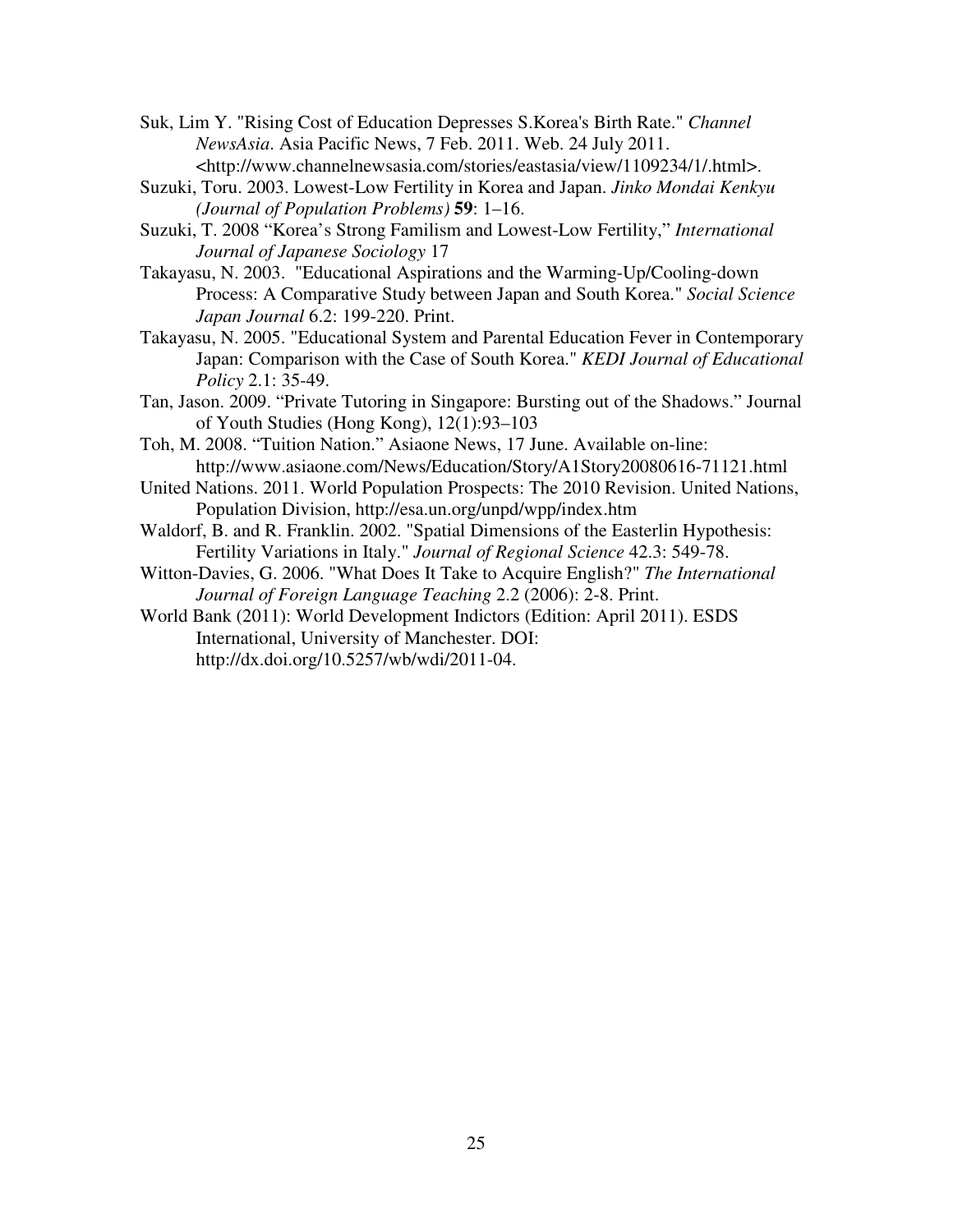Suk, Lim Y. "Rising Cost of Education Depresses S.Korea's Birth Rate." *Channel NewsAsia*. Asia Pacific News, 7 Feb. 2011. Web. 24 July 2011. <http://www.channelnewsasia.com/stories/eastasia/view/1109234/1/.html>.

Suzuki, Toru. 2003. Lowest-Low Fertility in Korea and Japan. *Jinko Mondai Kenkyu (Journal of Population Problems)* **59**: 1–16.

Suzuki, T. 2008 "Korea's Strong Familism and Lowest-Low Fertility," *International Journal of Japanese Sociology* 17

Takayasu, N. 2003. "Educational Aspirations and the Warming-Up/Cooling-down Process: A Comparative Study between Japan and South Korea." *Social Science Japan Journal* 6.2: 199-220. Print.

Takayasu, N. 2005. "Educational System and Parental Education Fever in Contemporary Japan: Comparison with the Case of South Korea." *KEDI Journal of Educational Policy* 2.1: 35-49.

Tan, Jason. 2009. "Private Tutoring in Singapore: Bursting out of the Shadows." Journal of Youth Studies (Hong Kong), 12(1):93–103

Toh, M. 2008. "Tuition Nation." Asiaone News, 17 June. Available on-line: http://www.asiaone.com/News/Education/Story/A1Story20080616-71121.html

United Nations. 2011. World Population Prospects: The 2010 Revision. United Nations, Population Division, http://esa.un.org/unpd/wpp/index.htm

Waldorf, B. and R. Franklin. 2002. "Spatial Dimensions of the Easterlin Hypothesis: Fertility Variations in Italy." *Journal of Regional Science* 42.3: 549-78.

Witton-Davies, G. 2006. "What Does It Take to Acquire English?" *The International Journal of Foreign Language Teaching* 2.2 (2006): 2-8. Print.

World Bank (2011): World Development Indictors (Edition: April 2011). ESDS International, University of Manchester. DOI: http://dx.doi.org/10.5257/wb/wdi/2011-04.